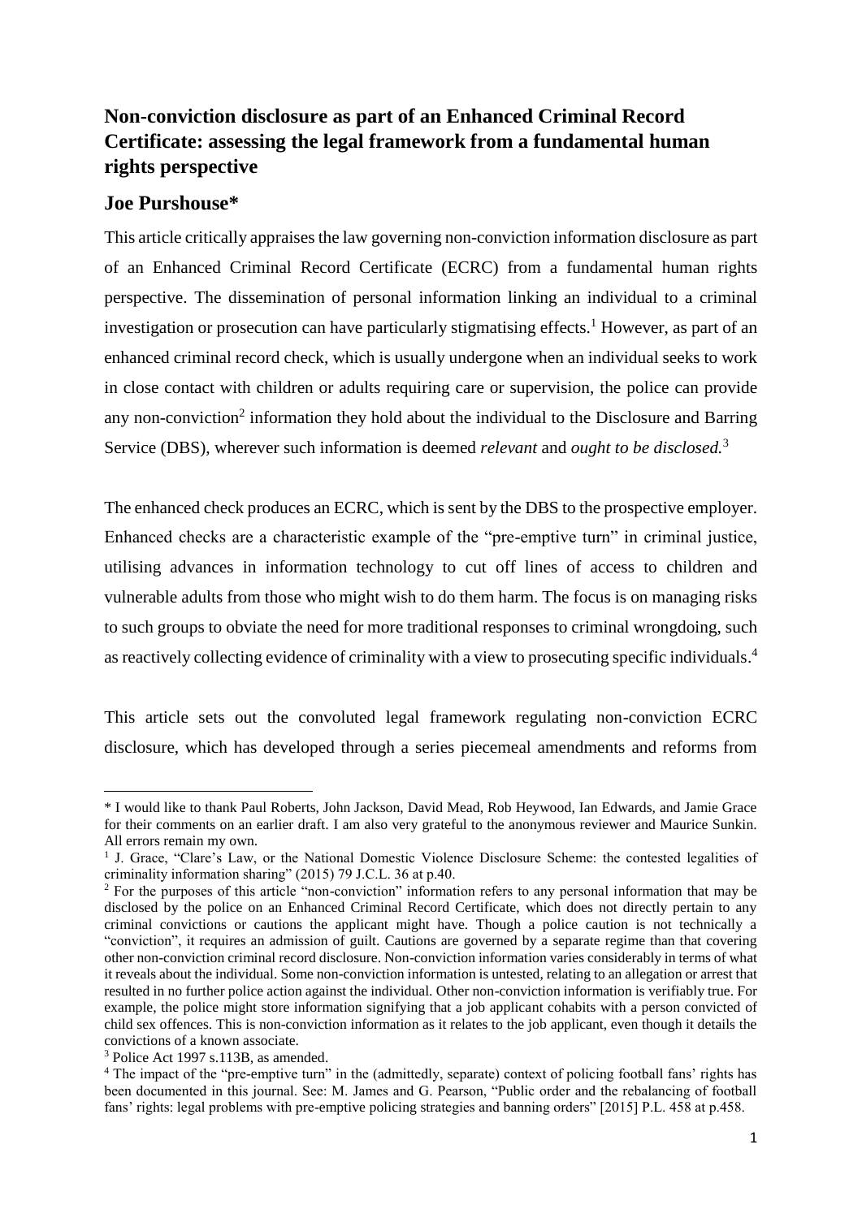# Non-conviction disclosure as part of an Enhanced Criminal Record Certificate: assessing the legal framework from a fundamental human rights perspective

## Joe Purshouse*

This article critically appraises the law governing non-conviction information disclosure as part of an Enhanced Criminal Record Certificate (ECRC) from a fundamental human rights perspective. The dissemination of personal information linking an individual to a criminal investigation or prosecution can have particularly stigmatising effects.[1] However, as part of an enhanced criminal record check, which is usually undergone when an individual seeks to work in close contact with children or adults requiring care or supervision, the police can provide any non-conviction[2] information they hold about the individual to the Disclosure and Barring Service (DBS), wherever such information is deemed *relevant* and *ought to be disclosed.*[3]

The enhanced check produces an ECRC, which is sent by the DBS to the prospective employer. Enhanced checks are a characteristic example of the "pre-emptive turn" in criminal justice, utilising advances in information technology to cut off lines of access to children and vulnerable adults from those who might wish to do them harm. The focus is on managing risks to such groups to obviate the need for more traditional responses to criminal wrongdoing, such as reactively collecting evidence of criminality with a view to prosecuting specific individuals.[4]

This article sets out the convoluted legal framework regulating non-conviction ECRC disclosure, which has developed through a series piecemeal amendments and reforms from

---

\* I would like to thank Paul Roberts, John Jackson, David Mead, Rob Heywood, Ian Edwards, and Jamie Grace for their comments on an earlier draft. I am also very grateful to the anonymous reviewer and Maurice Sunkin. All errors remain my own.

[1] J. Grace, "Clare's Law, or the National Domestic Violence Disclosure Scheme: the contested legalities of criminality information sharing" (2015) 79 J.C.L. 36 at p.40.

[2] For the purposes of this article "non-conviction" information refers to any personal information that may be disclosed by the police on an Enhanced Criminal Record Certificate, which does not directly pertain to any criminal convictions or cautions the applicant might have. Though a police caution is not technically a "conviction", it requires an admission of guilt. Cautions are governed by a separate regime than that covering other non-conviction criminal record disclosure. Non-conviction information varies considerably in terms of what it reveals about the individual. Some non-conviction information is untested, relating to an allegation or arrest that resulted in no further police action against the individual. Other non-conviction information is verifiably true. For example, the police might store information signifying that a job applicant cohabits with a person convicted of child sex offences. This is non-conviction information as it relates to the job applicant, even though it details the convictions of a known associate.

[3] Police Act 1997 s.113B, as amended.

[4] The impact of the "pre-emptive turn" in the (admittedly, separate) context of policing football fans' rights has been documented in this journal. See: M. James and G. Pearson, "Public order and the rebalancing of football fans' rights: legal problems with pre-emptive policing strategies and banning orders" [2015] P.L. 458 at p.458.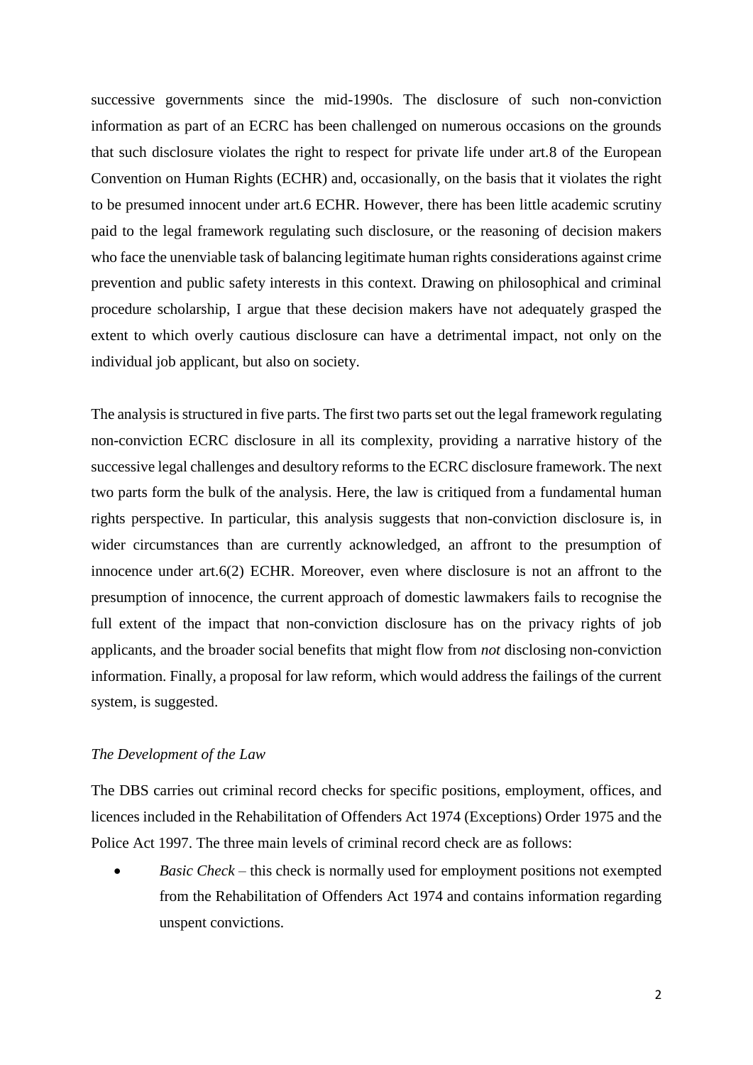successive governments since the mid-1990s. The disclosure of such non-conviction information as part of an ECRC has been challenged on numerous occasions on the grounds that such disclosure violates the right to respect for private life under art.8 of the European Convention on Human Rights (ECHR) and, occasionally, on the basis that it violates the right to be presumed innocent under art.6 ECHR. However, there has been little academic scrutiny paid to the legal framework regulating such disclosure, or the reasoning of decision makers who face the unenviable task of balancing legitimate human rights considerations against crime prevention and public safety interests in this context. Drawing on philosophical and criminal procedure scholarship, I argue that these decision makers have not adequately grasped the extent to which overly cautious disclosure can have a detrimental impact, not only on the individual job applicant, but also on society.

The analysis is structured in five parts. The first two parts set out the legal framework regulating non-conviction ECRC disclosure in all its complexity, providing a narrative history of the successive legal challenges and desultory reforms to the ECRC disclosure framework. The next two parts form the bulk of the analysis. Here, the law is critiqued from a fundamental human rights perspective. In particular, this analysis suggests that non-conviction disclosure is, in wider circumstances than are currently acknowledged, an affront to the presumption of innocence under art.6(2) ECHR. Moreover, even where disclosure is not an affront to the presumption of innocence, the current approach of domestic lawmakers fails to recognise the full extent of the impact that non-conviction disclosure has on the privacy rights of job applicants, and the broader social benefits that might flow from *not* disclosing non-conviction information. Finally, a proposal for law reform, which would address the failings of the current system, is suggested.

*The Development of the Law*

The DBS carries out criminal record checks for specific positions, employment, offices, and licences included in the Rehabilitation of Offenders Act 1974 (Exceptions) Order 1975 and the Police Act 1997. The three main levels of criminal record check are as follows:

- *Basic Check* – this check is normally used for employment positions not exempted from the Rehabilitation of Offenders Act 1974 and contains information regarding unspent convictions.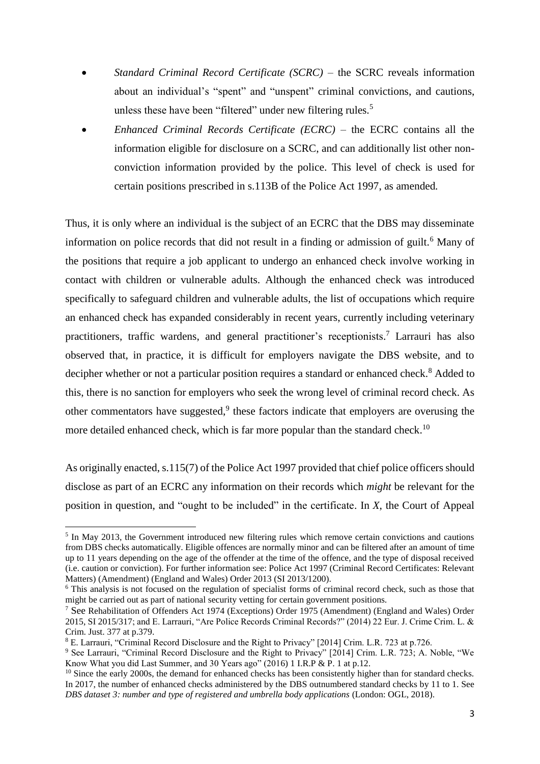- *Standard Criminal Record Certificate (SCRC)* – the SCRC reveals information about an individual's "spent" and "unspent" criminal convictions, and cautions, unless these have been "filtered" under new filtering rules.[5]
- *Enhanced Criminal Records Certificate (ECRC)* – the ECRC contains all the information eligible for disclosure on a SCRC, and can additionally list other non-conviction information provided by the police. This level of check is used for certain positions prescribed in s.113B of the Police Act 1997, as amended.

Thus, it is only where an individual is the subject of an ECRC that the DBS may disseminate information on police records that did not result in a finding or admission of guilt.[6] Many of the positions that require a job applicant to undergo an enhanced check involve working in contact with children or vulnerable adults. Although the enhanced check was introduced specifically to safeguard children and vulnerable adults, the list of occupations which require an enhanced check has expanded considerably in recent years, currently including veterinary practitioners, traffic wardens, and general practitioner's receptionists.[7] Larrauri has also observed that, in practice, it is difficult for employers navigate the DBS website, and to decipher whether or not a particular position requires a standard or enhanced check.[8] Added to this, there is no sanction for employers who seek the wrong level of criminal record check. As other commentators have suggested,[9] these factors indicate that employers are overusing the more detailed enhanced check, which is far more popular than the standard check.[10]

As originally enacted, s.115(7) of the Police Act 1997 provided that chief police officers should disclose as part of an ECRC any information on their records which *might* be relevant for the position in question, and "ought to be included" in the certificate. In *X*, the Court of Appeal

---

[5] In May 2013, the Government introduced new filtering rules which remove certain convictions and cautions from DBS checks automatically. Eligible offences are normally minor and can be filtered after an amount of time up to 11 years depending on the age of the offender at the time of the offence, and the type of disposal received (i.e. caution or conviction). For further information see: Police Act 1997 (Criminal Record Certificates: Relevant Matters) (Amendment) (England and Wales) Order 2013 (SI 2013/1200).

[6] This analysis is not focused on the regulation of specialist forms of criminal record check, such as those that might be carried out as part of national security vetting for certain government positions.

[7] See Rehabilitation of Offenders Act 1974 (Exceptions) Order 1975 (Amendment) (England and Wales) Order 2015, SI 2015/317; and E. Larrauri, "Are Police Records Criminal Records?" (2014) 22 Eur. J. Crime Crim. L. & Crim. Just. 377 at p.379.

[8] E. Larrauri, "Criminal Record Disclosure and the Right to Privacy" [2014] Crim. L.R. 723 at p.726.

[9] See Larrauri, "Criminal Record Disclosure and the Right to Privacy" [2014] Crim. L.R. 723; A. Noble, "We Know What you did Last Summer, and 30 Years ago" (2016) 1 I.R.P & P. 1 at p.12.

[10] Since the early 2000s, the demand for enhanced checks has been consistently higher than for standard checks. In 2017, the number of enhanced checks administered by the DBS outnumbered standard checks by 11 to 1. See *DBS dataset 3: number and type of registered and umbrella body applications* (London: OGL, 2018).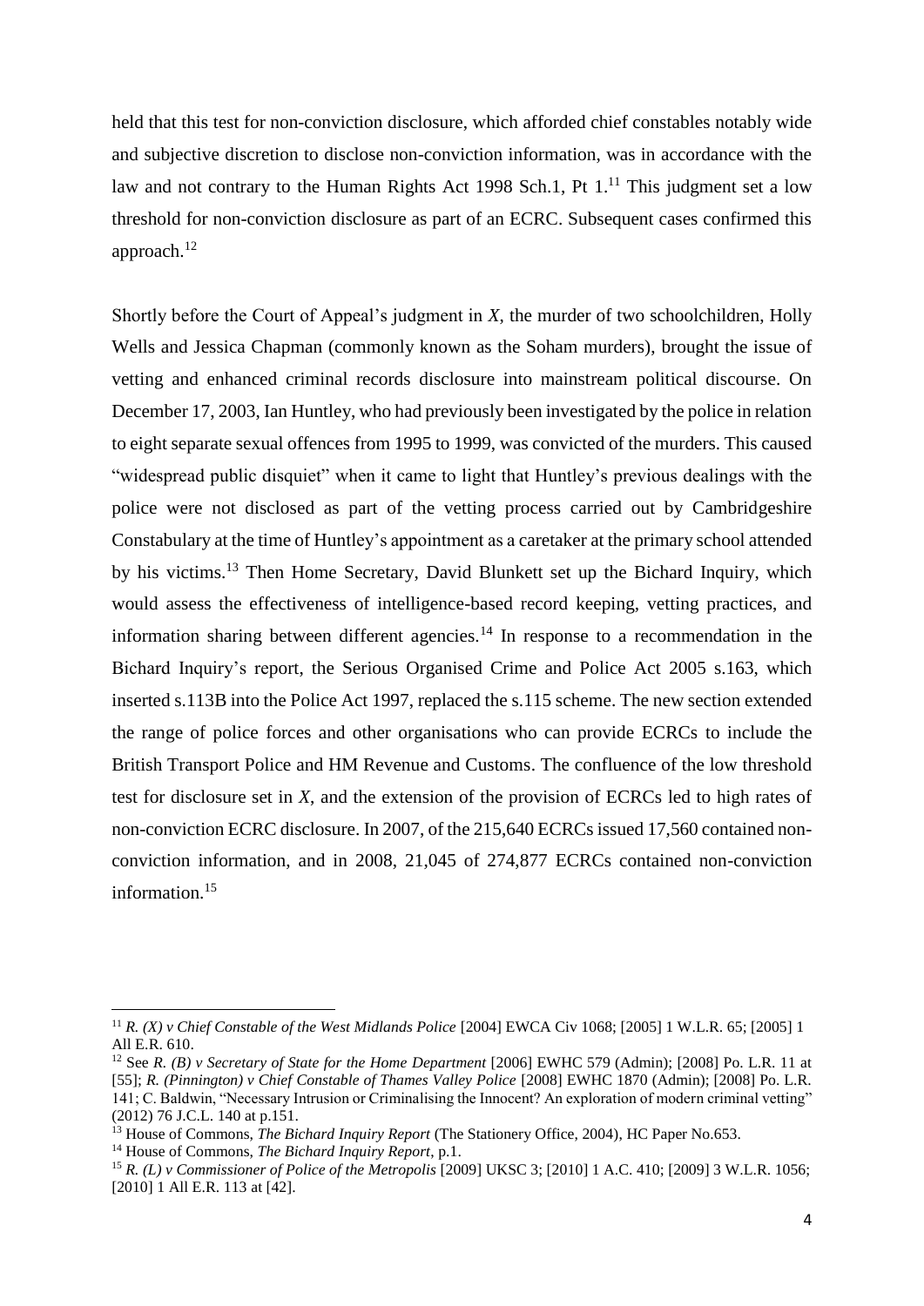held that this test for non-conviction disclosure, which afforded chief constables notably wide and subjective discretion to disclose non-conviction information, was in accordance with the law and not contrary to the Human Rights Act 1998 Sch.1, Pt 1.[11] This judgment set a low threshold for non-conviction disclosure as part of an ECRC. Subsequent cases confirmed this approach.[12]

Shortly before the Court of Appeal's judgment in *X*, the murder of two schoolchildren, Holly Wells and Jessica Chapman (commonly known as the Soham murders), brought the issue of vetting and enhanced criminal records disclosure into mainstream political discourse. On December 17, 2003, Ian Huntley, who had previously been investigated by the police in relation to eight separate sexual offences from 1995 to 1999, was convicted of the murders. This caused "widespread public disquiet" when it came to light that Huntley's previous dealings with the police were not disclosed as part of the vetting process carried out by Cambridgeshire Constabulary at the time of Huntley's appointment as a caretaker at the primary school attended by his victims.[13] Then Home Secretary, David Blunkett set up the Bichard Inquiry, which would assess the effectiveness of intelligence-based record keeping, vetting practices, and information sharing between different agencies.[14] In response to a recommendation in the Bichard Inquiry's report, the Serious Organised Crime and Police Act 2005 s.163, which inserted s.113B into the Police Act 1997, replaced the s.115 scheme. The new section extended the range of police forces and other organisations who can provide ECRCs to include the British Transport Police and HM Revenue and Customs. The confluence of the low threshold test for disclosure set in *X*, and the extension of the provision of ECRCs led to high rates of non-conviction ECRC disclosure. In 2007, of the 215,640 ECRCs issued 17,560 contained non-conviction information, and in 2008, 21,045 of 274,877 ECRCs contained non-conviction information.[15]

---

[11] *R. (X) v Chief Constable of the West Midlands Police* [2004] EWCA Civ 1068; [2005] 1 W.L.R. 65; [2005] 1 All E.R. 610.

[12] See *R. (B) v Secretary of State for the Home Department* [2006] EWHC 579 (Admin); [2008] Po. L.R. 11 at [55]; *R. (Pinnington) v Chief Constable of Thames Valley Police* [2008] EWHC 1870 (Admin); [2008] Po. L.R. 141; C. Baldwin, "Necessary Intrusion or Criminalising the Innocent? An exploration of modern criminal vetting" (2012) 76 J.C.L. 140 at p.151.

[13] House of Commons, *The Bichard Inquiry Report* (The Stationery Office, 2004), HC Paper No.653.

[14] House of Commons, *The Bichard Inquiry Report*, p.1.

[15] *R. (L) v Commissioner of Police of the Metropolis* [2009] UKSC 3; [2010] 1 A.C. 410; [2009] 3 W.L.R. 1056; [2010] 1 All E.R. 113 at [42].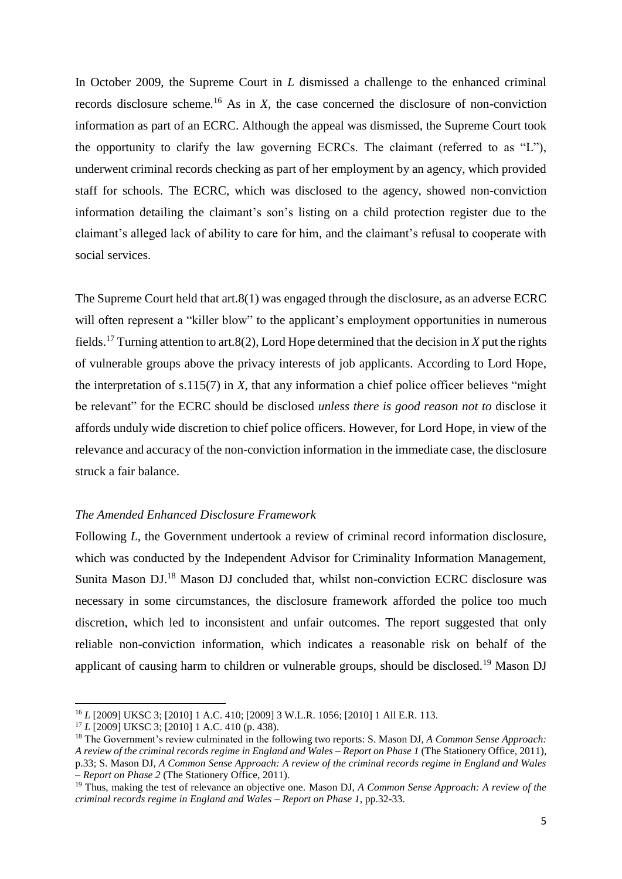In October 2009, the Supreme Court in *L* dismissed a challenge to the enhanced criminal records disclosure scheme.[16] As in *X*, the case concerned the disclosure of non-conviction information as part of an ECRC. Although the appeal was dismissed, the Supreme Court took the opportunity to clarify the law governing ECRCs. The claimant (referred to as "L"), underwent criminal records checking as part of her employment by an agency, which provided staff for schools. The ECRC, which was disclosed to the agency, showed non-conviction information detailing the claimant's son's listing on a child protection register due to the claimant's alleged lack of ability to care for him, and the claimant's refusal to cooperate with social services.

The Supreme Court held that art.8(1) was engaged through the disclosure, as an adverse ECRC will often represent a "killer blow" to the applicant's employment opportunities in numerous fields.[17] Turning attention to art.8(2), Lord Hope determined that the decision in *X* put the rights of vulnerable groups above the privacy interests of job applicants. According to Lord Hope, the interpretation of s.115(7) in *X*, that any information a chief police officer believes "might be relevant" for the ECRC should be disclosed *unless there is good reason not to* disclose it affords unduly wide discretion to chief police officers. However, for Lord Hope, in view of the relevance and accuracy of the non-conviction information in the immediate case, the disclosure struck a fair balance.

*The Amended Enhanced Disclosure Framework*

Following *L*, the Government undertook a review of criminal record information disclosure, which was conducted by the Independent Advisor for Criminality Information Management, Sunita Mason DJ.[18] Mason DJ concluded that, whilst non-conviction ECRC disclosure was necessary in some circumstances, the disclosure framework afforded the police too much discretion, which led to inconsistent and unfair outcomes. The report suggested that only reliable non-conviction information, which indicates a reasonable risk on behalf of the applicant of causing harm to children or vulnerable groups, should be disclosed.[19] Mason DJ

---

[16] *L* [2009] UKSC 3; [2010] 1 A.C. 410; [2009] 3 W.L.R. 1056; [2010] 1 All E.R. 113.

[17] *L* [2009] UKSC 3; [2010] 1 A.C. 410 (p. 438).

[18] The Government's review culminated in the following two reports: S. Mason DJ, *A Common Sense Approach: A review of the criminal records regime in England and Wales – Report on Phase 1* (The Stationery Office, 2011), p.33; S. Mason DJ, *A Common Sense Approach: A review of the criminal records regime in England and Wales – Report on Phase 2* (The Stationery Office, 2011).

[19] Thus, making the test of relevance an objective one. Mason DJ, *A Common Sense Approach: A review of the criminal records regime in England and Wales – Report on Phase 1*, pp.32-33.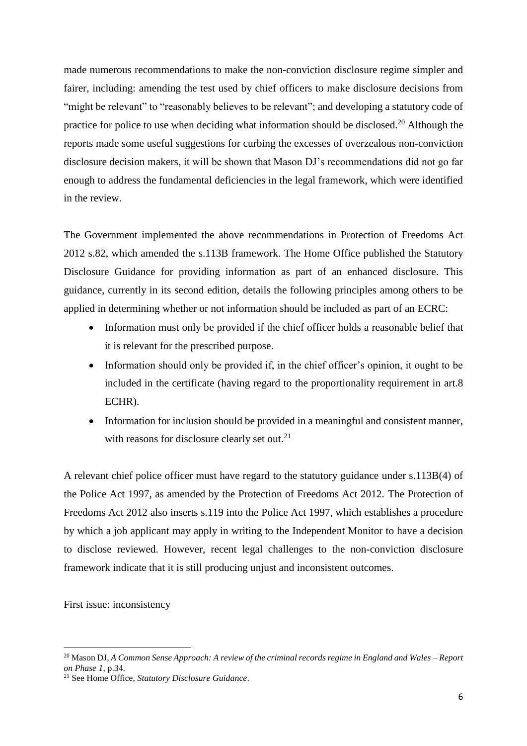made numerous recommendations to make the non-conviction disclosure regime simpler and fairer, including: amending the test used by chief officers to make disclosure decisions from "might be relevant" to "reasonably believes to be relevant"; and developing a statutory code of practice for police to use when deciding what information should be disclosed.[20] Although the reports made some useful suggestions for curbing the excesses of overzealous non-conviction disclosure decision makers, it will be shown that Mason DJ's recommendations did not go far enough to address the fundamental deficiencies in the legal framework, which were identified in the review.

The Government implemented the above recommendations in Protection of Freedoms Act 2012 s.82, which amended the s.113B framework. The Home Office published the Statutory Disclosure Guidance for providing information as part of an enhanced disclosure. This guidance, currently in its second edition, details the following principles among others to be applied in determining whether or not information should be included as part of an ECRC:

- Information must only be provided if the chief officer holds a reasonable belief that it is relevant for the prescribed purpose.
- Information should only be provided if, in the chief officer's opinion, it ought to be included in the certificate (having regard to the proportionality requirement in art.8 ECHR).
- Information for inclusion should be provided in a meaningful and consistent manner, with reasons for disclosure clearly set out.[21]

A relevant chief police officer must have regard to the statutory guidance under s.113B(4) of the Police Act 1997, as amended by the Protection of Freedoms Act 2012. The Protection of Freedoms Act 2012 also inserts s.119 into the Police Act 1997, which establishes a procedure by which a job applicant may apply in writing to the Independent Monitor to have a decision to disclose reviewed. However, recent legal challenges to the non-conviction disclosure framework indicate that it is still producing unjust and inconsistent outcomes.

First issue: inconsistency

---

[20] Mason DJ, *A Common Sense Approach: A review of the criminal records regime in England and Wales – Report on Phase 1*, p.34.

[21] See Home Office, *Statutory Disclosure Guidance*.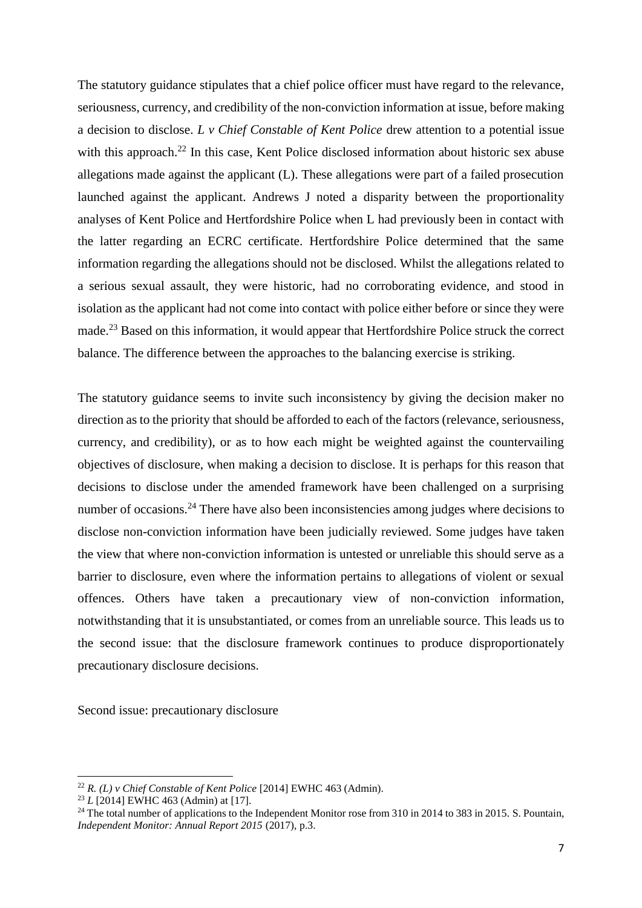The statutory guidance stipulates that a chief police officer must have regard to the relevance, seriousness, currency, and credibility of the non-conviction information at issue, before making a decision to disclose. *L v Chief Constable of Kent Police* drew attention to a potential issue with this approach.[22] In this case, Kent Police disclosed information about historic sex abuse allegations made against the applicant (L). These allegations were part of a failed prosecution launched against the applicant. Andrews J noted a disparity between the proportionality analyses of Kent Police and Hertfordshire Police when L had previously been in contact with the latter regarding an ECRC certificate. Hertfordshire Police determined that the same information regarding the allegations should not be disclosed. Whilst the allegations related to a serious sexual assault, they were historic, had no corroborating evidence, and stood in isolation as the applicant had not come into contact with police either before or since they were made.[23] Based on this information, it would appear that Hertfordshire Police struck the correct balance. The difference between the approaches to the balancing exercise is striking.

The statutory guidance seems to invite such inconsistency by giving the decision maker no direction as to the priority that should be afforded to each of the factors (relevance, seriousness, currency, and credibility), or as to how each might be weighted against the countervailing objectives of disclosure, when making a decision to disclose. It is perhaps for this reason that decisions to disclose under the amended framework have been challenged on a surprising number of occasions.[24] There have also been inconsistencies among judges where decisions to disclose non-conviction information have been judicially reviewed. Some judges have taken the view that where non-conviction information is untested or unreliable this should serve as a barrier to disclosure, even where the information pertains to allegations of violent or sexual offences. Others have taken a precautionary view of non-conviction information, notwithstanding that it is unsubstantiated, or comes from an unreliable source. This leads us to the second issue: that the disclosure framework continues to produce disproportionately precautionary disclosure decisions.

Second issue: precautionary disclosure

---

[22] *R. (L) v Chief Constable of Kent Police* [2014] EWHC 463 (Admin).

[23] *L* [2014] EWHC 463 (Admin) at [17].

[24] The total number of applications to the Independent Monitor rose from 310 in 2014 to 383 in 2015. S. Pountain, *Independent Monitor: Annual Report 2015* (2017), p.3.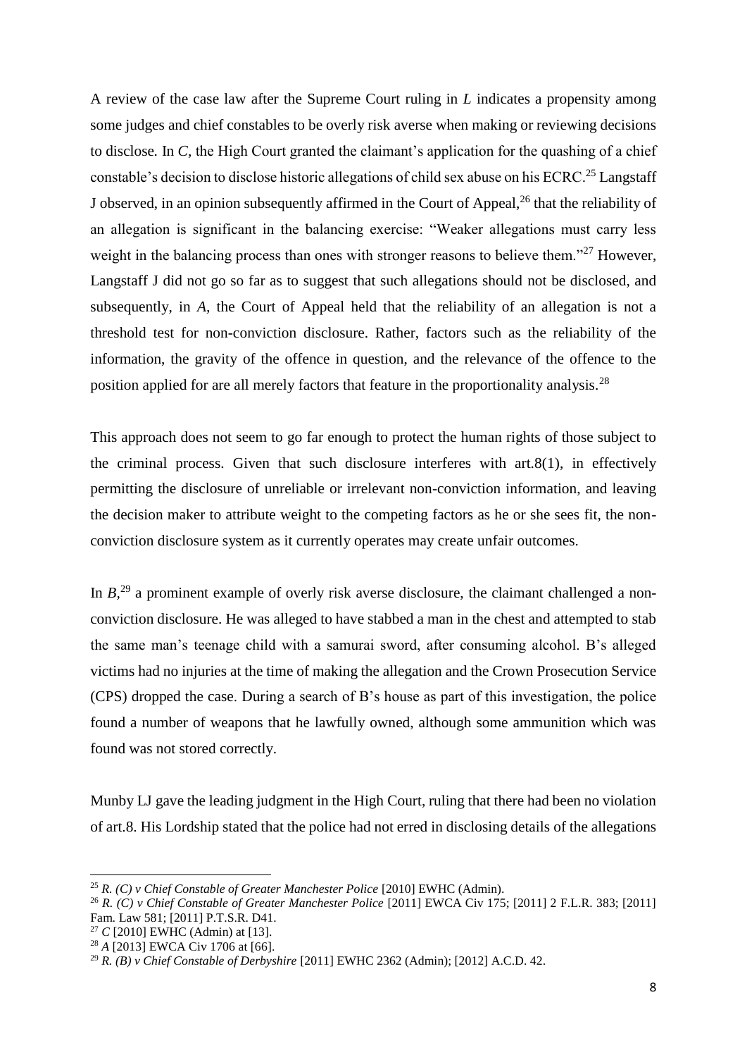A review of the case law after the Supreme Court ruling in *L* indicates a propensity among some judges and chief constables to be overly risk averse when making or reviewing decisions to disclose. In *C*, the High Court granted the claimant's application for the quashing of a chief constable's decision to disclose historic allegations of child sex abuse on his ECRC.[25] Langstaff J observed, in an opinion subsequently affirmed in the Court of Appeal,[26] that the reliability of an allegation is significant in the balancing exercise: "Weaker allegations must carry less weight in the balancing process than ones with stronger reasons to believe them."[27] However, Langstaff J did not go so far as to suggest that such allegations should not be disclosed, and subsequently, in *A*, the Court of Appeal held that the reliability of an allegation is not a threshold test for non-conviction disclosure. Rather, factors such as the reliability of the information, the gravity of the offence in question, and the relevance of the offence to the position applied for are all merely factors that feature in the proportionality analysis.[28]

This approach does not seem to go far enough to protect the human rights of those subject to the criminal process. Given that such disclosure interferes with art.8(1), in effectively permitting the disclosure of unreliable or irrelevant non-conviction information, and leaving the decision maker to attribute weight to the competing factors as he or she sees fit, the non-conviction disclosure system as it currently operates may create unfair outcomes.

In *B*,[29] a prominent example of overly risk averse disclosure, the claimant challenged a non-conviction disclosure. He was alleged to have stabbed a man in the chest and attempted to stab the same man's teenage child with a samurai sword, after consuming alcohol. B's alleged victims had no injuries at the time of making the allegation and the Crown Prosecution Service (CPS) dropped the case. During a search of B's house as part of this investigation, the police found a number of weapons that he lawfully owned, although some ammunition which was found was not stored correctly.

Munby LJ gave the leading judgment in the High Court, ruling that there had been no violation of art.8. His Lordship stated that the police had not erred in disclosing details of the allegations

---

[25] *R. (C) v Chief Constable of Greater Manchester Police* [2010] EWHC (Admin).

[26] *R. (C) v Chief Constable of Greater Manchester Police* [2011] EWCA Civ 175; [2011] 2 F.L.R. 383; [2011] Fam. Law 581; [2011] P.T.S.R. D41.

[27] *C* [2010] EWHC (Admin) at [13].

[28] *A* [2013] EWCA Civ 1706 at [66].

[29] *R. (B) v Chief Constable of Derbyshire* [2011] EWHC 2362 (Admin); [2012] A.C.D. 42.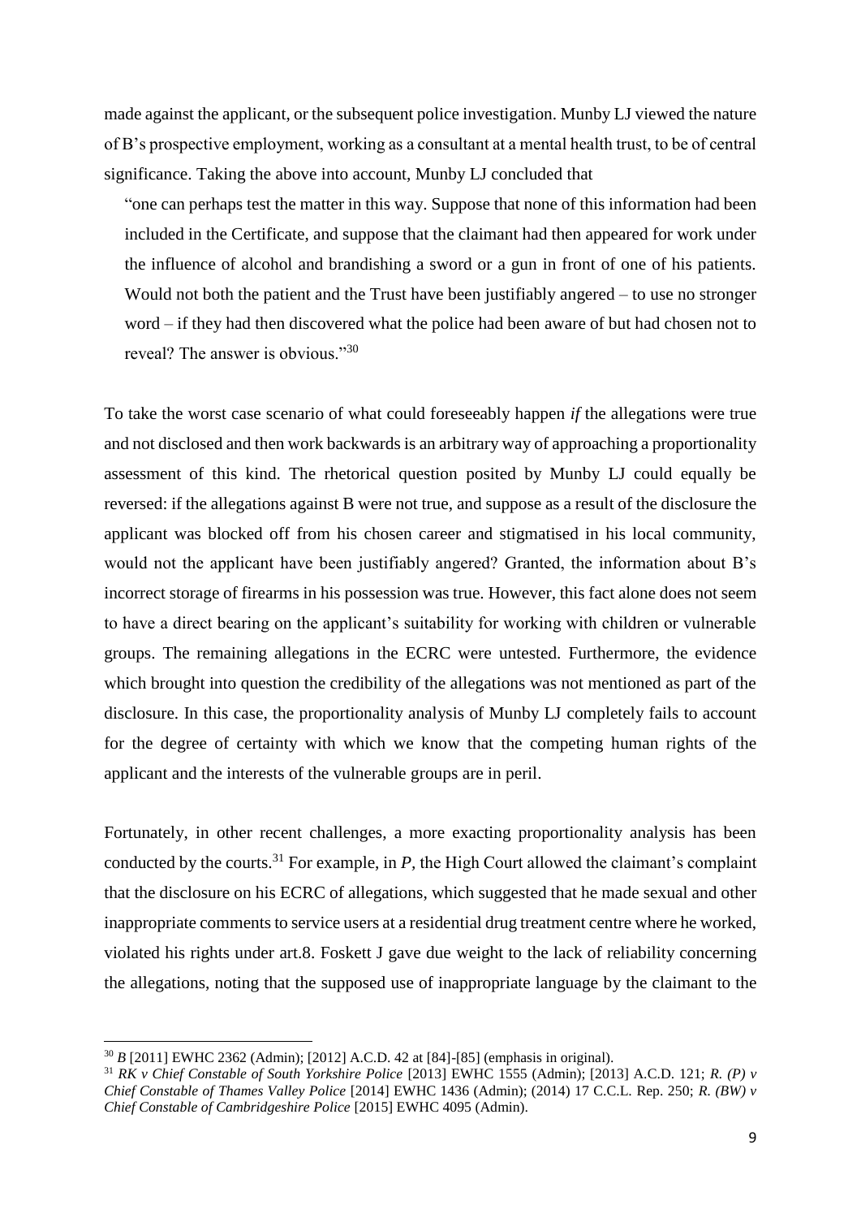made against the applicant, or the subsequent police investigation. Munby LJ viewed the nature of B's prospective employment, working as a consultant at a mental health trust, to be of central significance. Taking the above into account, Munby LJ concluded that

> "one can perhaps test the matter in this way. Suppose that none of this information had been included in the Certificate, and suppose that the claimant had then appeared for work under the influence of alcohol and brandishing a sword or a gun in front of one of his patients. Would not both the patient and the Trust have been justifiably angered – to use no stronger word – if they had then discovered what the police had been aware of but had chosen not to reveal? The answer is obvious."[30]

To take the worst case scenario of what could foreseeably happen *if* the allegations were true and not disclosed and then work backwards is an arbitrary way of approaching a proportionality assessment of this kind. The rhetorical question posited by Munby LJ could equally be reversed: if the allegations against B were not true, and suppose as a result of the disclosure the applicant was blocked off from his chosen career and stigmatised in his local community, would not the applicant have been justifiably angered? Granted, the information about B's incorrect storage of firearms in his possession was true. However, this fact alone does not seem to have a direct bearing on the applicant's suitability for working with children or vulnerable groups. The remaining allegations in the ECRC were untested. Furthermore, the evidence which brought into question the credibility of the allegations was not mentioned as part of the disclosure. In this case, the proportionality analysis of Munby LJ completely fails to account for the degree of certainty with which we know that the competing human rights of the applicant and the interests of the vulnerable groups are in peril.

Fortunately, in other recent challenges, a more exacting proportionality analysis has been conducted by the courts.[31] For example, in *P*, the High Court allowed the claimant's complaint that the disclosure on his ECRC of allegations, which suggested that he made sexual and other inappropriate comments to service users at a residential drug treatment centre where he worked, violated his rights under art.8. Foskett J gave due weight to the lack of reliability concerning the allegations, noting that the supposed use of inappropriate language by the claimant to the

---

[30] *B* [2011] EWHC 2362 (Admin); [2012] A.C.D. 42 at [84]-[85] (emphasis in original).

[31] *RK v Chief Constable of South Yorkshire Police* [2013] EWHC 1555 (Admin); [2013] A.C.D. 121; *R. (P) v Chief Constable of Thames Valley Police* [2014] EWHC 1436 (Admin); (2014) 17 C.C.L. Rep. 250; *R. (BW) v Chief Constable of Cambridgeshire Police* [2015] EWHC 4095 (Admin).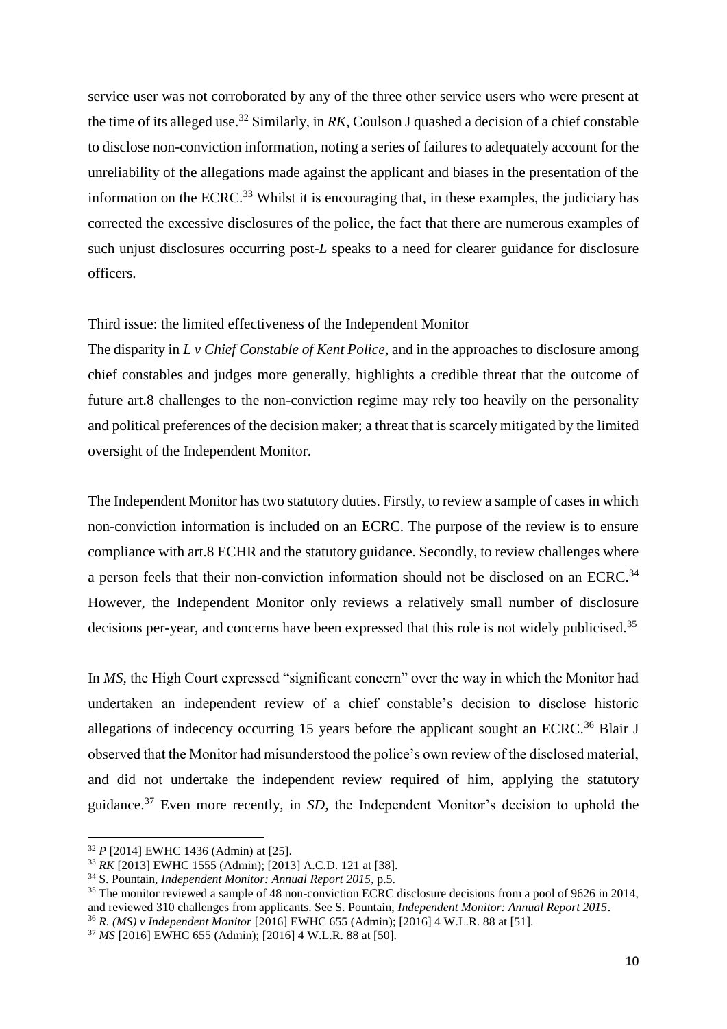service user was not corroborated by any of the three other service users who were present at the time of its alleged use.[32] Similarly, in *RK*, Coulson J quashed a decision of a chief constable to disclose non-conviction information, noting a series of failures to adequately account for the unreliability of the allegations made against the applicant and biases in the presentation of the information on the ECRC.[33] Whilst it is encouraging that, in these examples, the judiciary has corrected the excessive disclosures of the police, the fact that there are numerous examples of such unjust disclosures occurring post-*L* speaks to a need for clearer guidance for disclosure officers.

Third issue: the limited effectiveness of the Independent Monitor

The disparity in *L v Chief Constable of Kent Police*, and in the approaches to disclosure among chief constables and judges more generally, highlights a credible threat that the outcome of future art.8 challenges to the non-conviction regime may rely too heavily on the personality and political preferences of the decision maker; a threat that is scarcely mitigated by the limited oversight of the Independent Monitor.

The Independent Monitor has two statutory duties. Firstly, to review a sample of cases in which non-conviction information is included on an ECRC. The purpose of the review is to ensure compliance with art.8 ECHR and the statutory guidance. Secondly, to review challenges where a person feels that their non-conviction information should not be disclosed on an ECRC.[34] However, the Independent Monitor only reviews a relatively small number of disclosure decisions per-year, and concerns have been expressed that this role is not widely publicised.[35]

In *MS*, the High Court expressed "significant concern" over the way in which the Monitor had undertaken an independent review of a chief constable's decision to disclose historic allegations of indecency occurring 15 years before the applicant sought an ECRC.[36] Blair J observed that the Monitor had misunderstood the police's own review of the disclosed material, and did not undertake the independent review required of him, applying the statutory guidance.[37] Even more recently, in *SD*, the Independent Monitor's decision to uphold the

---

[32] *P* [2014] EWHC 1436 (Admin) at [25].

[33] *RK* [2013] EWHC 1555 (Admin); [2013] A.C.D. 121 at [38].

[34] S. Pountain, *Independent Monitor: Annual Report 2015*, p.5.

[35] The monitor reviewed a sample of 48 non-conviction ECRC disclosure decisions from a pool of 9626 in 2014, and reviewed 310 challenges from applicants. See S. Pountain, *Independent Monitor: Annual Report 2015*.

[36] *R. (MS) v Independent Monitor* [2016] EWHC 655 (Admin); [2016] 4 W.L.R. 88 at [51].

[37] *MS* [2016] EWHC 655 (Admin); [2016] 4 W.L.R. 88 at [50].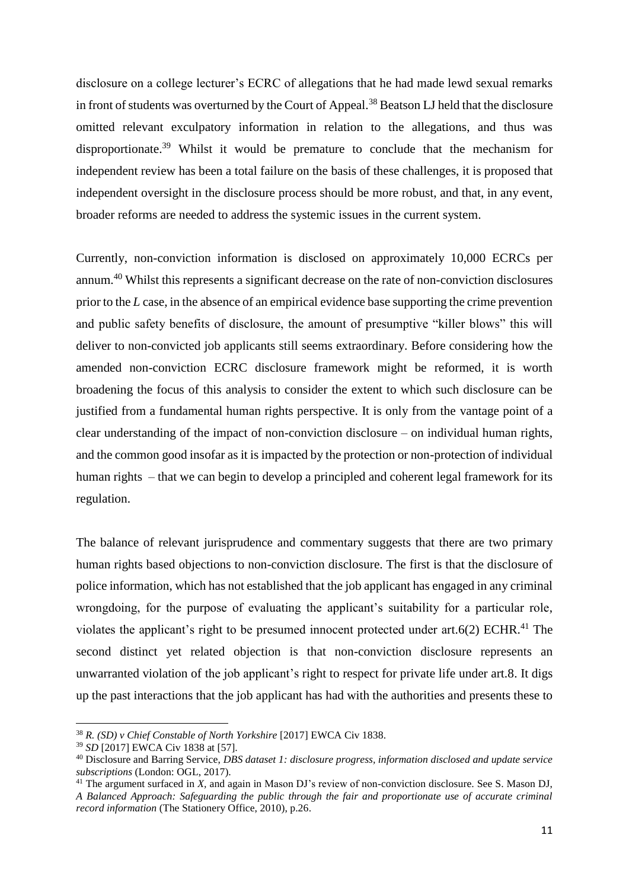disclosure on a college lecturer's ECRC of allegations that he had made lewd sexual remarks in front of students was overturned by the Court of Appeal.[38] Beatson LJ held that the disclosure omitted relevant exculpatory information in relation to the allegations, and thus was disproportionate.[39] Whilst it would be premature to conclude that the mechanism for independent review has been a total failure on the basis of these challenges, it is proposed that independent oversight in the disclosure process should be more robust, and that, in any event, broader reforms are needed to address the systemic issues in the current system.

Currently, non-conviction information is disclosed on approximately 10,000 ECRCs per annum.[40] Whilst this represents a significant decrease on the rate of non-conviction disclosures prior to the *L* case, in the absence of an empirical evidence base supporting the crime prevention and public safety benefits of disclosure, the amount of presumptive "killer blows" this will deliver to non-convicted job applicants still seems extraordinary. Before considering how the amended non-conviction ECRC disclosure framework might be reformed, it is worth broadening the focus of this analysis to consider the extent to which such disclosure can be justified from a fundamental human rights perspective. It is only from the vantage point of a clear understanding of the impact of non-conviction disclosure – on individual human rights, and the common good insofar as it is impacted by the protection or non-protection of individual human rights – that we can begin to develop a principled and coherent legal framework for its regulation.

The balance of relevant jurisprudence and commentary suggests that there are two primary human rights based objections to non-conviction disclosure. The first is that the disclosure of police information, which has not established that the job applicant has engaged in any criminal wrongdoing, for the purpose of evaluating the applicant's suitability for a particular role, violates the applicant's right to be presumed innocent protected under art.6(2) ECHR.[41] The second distinct yet related objection is that non-conviction disclosure represents an unwarranted violation of the job applicant's right to respect for private life under art.8. It digs up the past interactions that the job applicant has had with the authorities and presents these to

---

[38] *R. (SD) v Chief Constable of North Yorkshire* [2017] EWCA Civ 1838.

[39] *SD* [2017] EWCA Civ 1838 at [57].

[40] Disclosure and Barring Service, *DBS dataset 1: disclosure progress, information disclosed and update service subscriptions* (London: OGL, 2017).

[41] The argument surfaced in *X*, and again in Mason DJ's review of non-conviction disclosure. See S. Mason DJ, *A Balanced Approach: Safeguarding the public through the fair and proportionate use of accurate criminal record information* (The Stationery Office, 2010), p.26.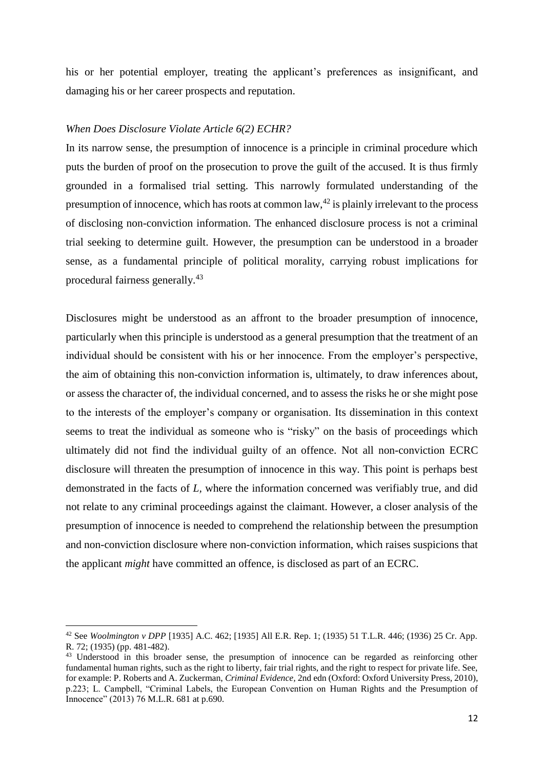his or her potential employer, treating the applicant's preferences as insignificant, and damaging his or her career prospects and reputation.

*When Does Disclosure Violate Article 6(2) ECHR?*

In its narrow sense, the presumption of innocence is a principle in criminal procedure which puts the burden of proof on the prosecution to prove the guilt of the accused. It is thus firmly grounded in a formalised trial setting. This narrowly formulated understanding of the presumption of innocence, which has roots at common law,[42] is plainly irrelevant to the process of disclosing non-conviction information. The enhanced disclosure process is not a criminal trial seeking to determine guilt. However, the presumption can be understood in a broader sense, as a fundamental principle of political morality, carrying robust implications for procedural fairness generally.[43]

Disclosures might be understood as an affront to the broader presumption of innocence, particularly when this principle is understood as a general presumption that the treatment of an individual should be consistent with his or her innocence. From the employer's perspective, the aim of obtaining this non-conviction information is, ultimately, to draw inferences about, or assess the character of, the individual concerned, and to assess the risks he or she might pose to the interests of the employer's company or organisation. Its dissemination in this context seems to treat the individual as someone who is "risky" on the basis of proceedings which ultimately did not find the individual guilty of an offence. Not all non-conviction ECRC disclosure will threaten the presumption of innocence in this way. This point is perhaps best demonstrated in the facts of *L*, where the information concerned was verifiably true, and did not relate to any criminal proceedings against the claimant. However, a closer analysis of the presumption of innocence is needed to comprehend the relationship between the presumption and non-conviction disclosure where non-conviction information, which raises suspicions that the applicant *might* have committed an offence, is disclosed as part of an ECRC.

---

[42] See *Woolmington v DPP* [1935] A.C. 462; [1935] All E.R. Rep. 1; (1935) 51 T.L.R. 446; (1936) 25 Cr. App. R. 72; (1935) (pp. 481-482).

[43] Understood in this broader sense, the presumption of innocence can be regarded as reinforcing other fundamental human rights, such as the right to liberty, fair trial rights, and the right to respect for private life. See, for example: P. Roberts and A. Zuckerman, *Criminal Evidence*, 2nd edn (Oxford: Oxford University Press, 2010), p.223; L. Campbell, "Criminal Labels, the European Convention on Human Rights and the Presumption of Innocence" (2013) 76 M.L.R. 681 at p.690.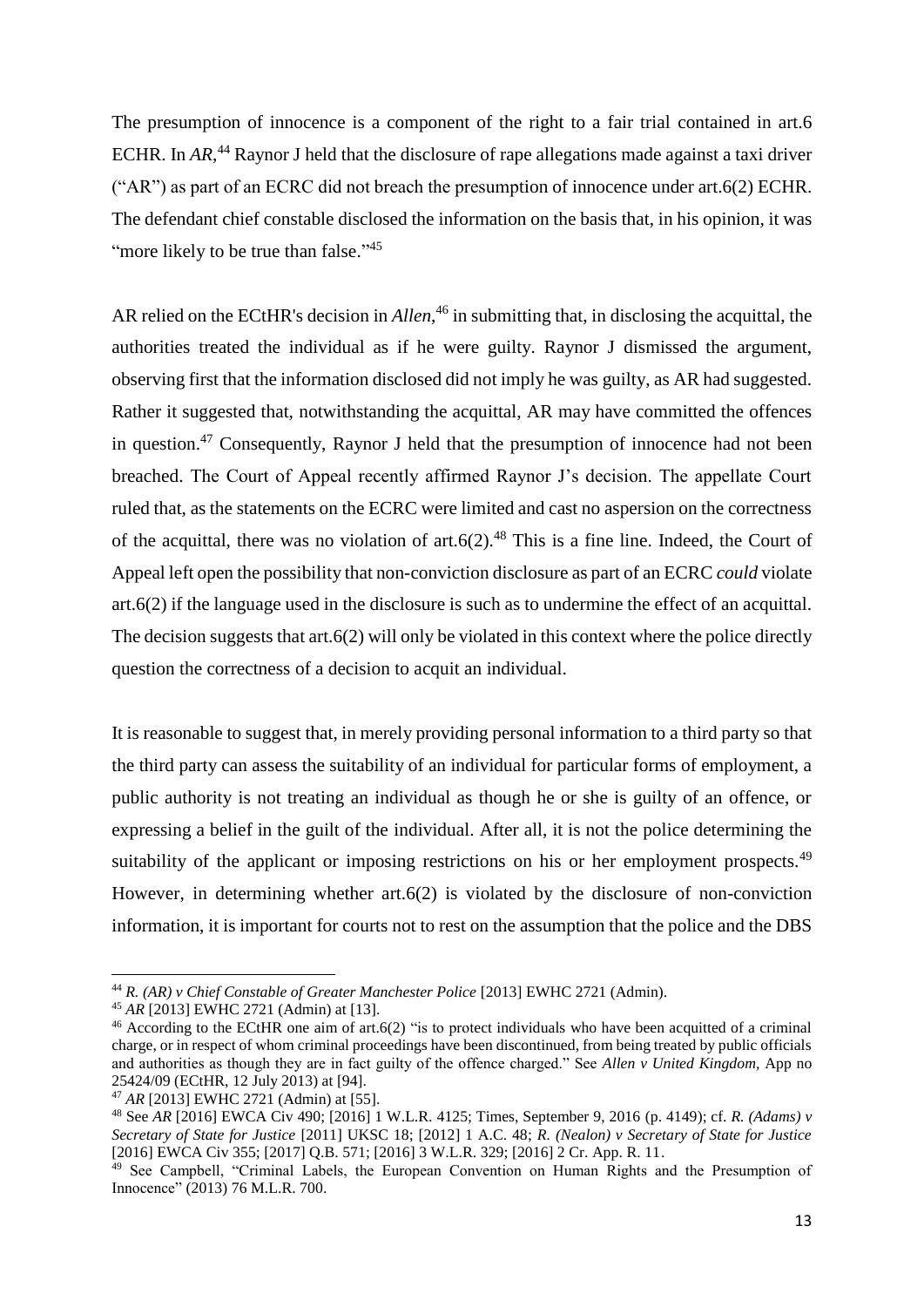The presumption of innocence is a component of the right to a fair trial contained in art.6 ECHR. In *AR*,[44] Raynor J held that the disclosure of rape allegations made against a taxi driver ("AR") as part of an ECRC did not breach the presumption of innocence under art.6(2) ECHR. The defendant chief constable disclosed the information on the basis that, in his opinion, it was "more likely to be true than false."[45]

AR relied on the ECtHR's decision in *Allen*,[46] in submitting that, in disclosing the acquittal, the authorities treated the individual as if he were guilty. Raynor J dismissed the argument, observing first that the information disclosed did not imply he was guilty, as AR had suggested. Rather it suggested that, notwithstanding the acquittal, AR may have committed the offences in question.[47] Consequently, Raynor J held that the presumption of innocence had not been breached. The Court of Appeal recently affirmed Raynor J's decision. The appellate Court ruled that, as the statements on the ECRC were limited and cast no aspersion on the correctness of the acquittal, there was no violation of art.6(2).[48] This is a fine line. Indeed, the Court of Appeal left open the possibility that non-conviction disclosure as part of an ECRC *could* violate art.6(2) if the language used in the disclosure is such as to undermine the effect of an acquittal. The decision suggests that art.6(2) will only be violated in this context where the police directly question the correctness of a decision to acquit an individual.

It is reasonable to suggest that, in merely providing personal information to a third party so that the third party can assess the suitability of an individual for particular forms of employment, a public authority is not treating an individual as though he or she is guilty of an offence, or expressing a belief in the guilt of the individual. After all, it is not the police determining the suitability of the applicant or imposing restrictions on his or her employment prospects.[49] However, in determining whether art.6(2) is violated by the disclosure of non-conviction information, it is important for courts not to rest on the assumption that the police and the DBS

---

[44] *R. (AR) v Chief Constable of Greater Manchester Police* [2013] EWHC 2721 (Admin).

[45] *AR* [2013] EWHC 2721 (Admin) at [13].

[46] According to the ECtHR one aim of art.6(2) "is to protect individuals who have been acquitted of a criminal charge, or in respect of whom criminal proceedings have been discontinued, from being treated by public officials and authorities as though they are in fact guilty of the offence charged." See *Allen v United Kingdom,* App no 25424/09 (ECtHR, 12 July 2013) at [94].

[47] *AR* [2013] EWHC 2721 (Admin) at [55].

[48] See *AR* [2016] EWCA Civ 490; [2016] 1 W.L.R. 4125; Times, September 9, 2016 (p. 4149); cf. *R. (Adams) v Secretary of State for Justice* [2011] UKSC 18; [2012] 1 A.C. 48; *R. (Nealon) v Secretary of State for Justice* [2016] EWCA Civ 355; [2017] Q.B. 571; [2016] 3 W.L.R. 329; [2016] 2 Cr. App. R. 11.

[49] See Campbell, "Criminal Labels, the European Convention on Human Rights and the Presumption of Innocence" (2013) 76 M.L.R. 700.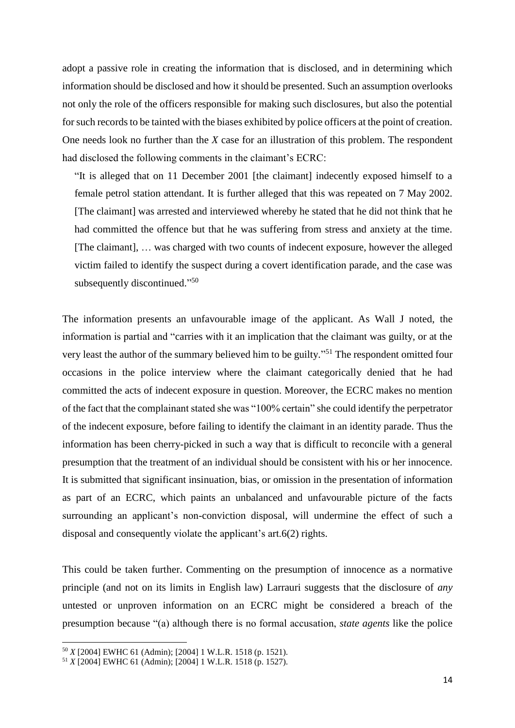adopt a passive role in creating the information that is disclosed, and in determining which information should be disclosed and how it should be presented. Such an assumption overlooks not only the role of the officers responsible for making such disclosures, but also the potential for such records to be tainted with the biases exhibited by police officers at the point of creation. One needs look no further than the *X* case for an illustration of this problem. The respondent had disclosed the following comments in the claimant's ECRC:

> "It is alleged that on 11 December 2001 [the claimant] indecently exposed himself to a female petrol station attendant. It is further alleged that this was repeated on 7 May 2002. [The claimant] was arrested and interviewed whereby he stated that he did not think that he had committed the offence but that he was suffering from stress and anxiety at the time. [The claimant], … was charged with two counts of indecent exposure, however the alleged victim failed to identify the suspect during a covert identification parade, and the case was subsequently discontinued."[50]

The information presents an unfavourable image of the applicant. As Wall J noted, the information is partial and "carries with it an implication that the claimant was guilty, or at the very least the author of the summary believed him to be guilty."[51] The respondent omitted four occasions in the police interview where the claimant categorically denied that he had committed the acts of indecent exposure in question. Moreover, the ECRC makes no mention of the fact that the complainant stated she was "100% certain" she could identify the perpetrator of the indecent exposure, before failing to identify the claimant in an identity parade. Thus the information has been cherry-picked in such a way that is difficult to reconcile with a general presumption that the treatment of an individual should be consistent with his or her innocence. It is submitted that significant insinuation, bias, or omission in the presentation of information as part of an ECRC, which paints an unbalanced and unfavourable picture of the facts surrounding an applicant's non-conviction disposal, will undermine the effect of such a disposal and consequently violate the applicant's art.6(2) rights.

This could be taken further. Commenting on the presumption of innocence as a normative principle (and not on its limits in English law) Larrauri suggests that the disclosure of *any* untested or unproven information on an ECRC might be considered a breach of the presumption because "(a) although there is no formal accusation, *state agents* like the police

[50] *X* [2004] EWHC 61 (Admin); [2004] 1 W.L.R. 1518 (p. 1521).

[51] *X* [2004] EWHC 61 (Admin); [2004] 1 W.L.R. 1518 (p. 1527).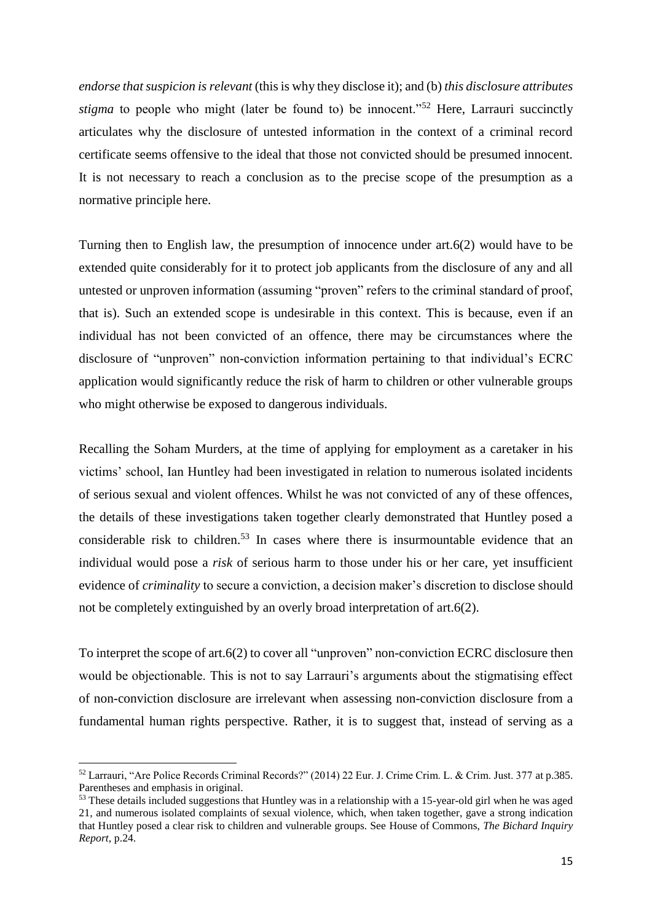*endorse that suspicion is relevant* (this is why they disclose it); and (b) *this disclosure attributes stigma* to people who might (later be found to) be innocent."[52] Here, Larrauri succinctly articulates why the disclosure of untested information in the context of a criminal record certificate seems offensive to the ideal that those not convicted should be presumed innocent. It is not necessary to reach a conclusion as to the precise scope of the presumption as a normative principle here.

Turning then to English law, the presumption of innocence under art.6(2) would have to be extended quite considerably for it to protect job applicants from the disclosure of any and all untested or unproven information (assuming "proven" refers to the criminal standard of proof, that is). Such an extended scope is undesirable in this context. This is because, even if an individual has not been convicted of an offence, there may be circumstances where the disclosure of "unproven" non-conviction information pertaining to that individual's ECRC application would significantly reduce the risk of harm to children or other vulnerable groups who might otherwise be exposed to dangerous individuals.

Recalling the Soham Murders, at the time of applying for employment as a caretaker in his victims' school, Ian Huntley had been investigated in relation to numerous isolated incidents of serious sexual and violent offences. Whilst he was not convicted of any of these offences, the details of these investigations taken together clearly demonstrated that Huntley posed a considerable risk to children.[53] In cases where there is insurmountable evidence that an individual would pose a *risk* of serious harm to those under his or her care, yet insufficient evidence of *criminality* to secure a conviction, a decision maker's discretion to disclose should not be completely extinguished by an overly broad interpretation of art.6(2).

To interpret the scope of art.6(2) to cover all "unproven" non-conviction ECRC disclosure then would be objectionable. This is not to say Larrauri's arguments about the stigmatising effect of non-conviction disclosure are irrelevant when assessing non-conviction disclosure from a fundamental human rights perspective. Rather, it is to suggest that, instead of serving as a

---

[52] Larrauri, "Are Police Records Criminal Records?" (2014) 22 Eur. J. Crime Crim. L. & Crim. Just. 377 at p.385. Parentheses and emphasis in original.

[53] These details included suggestions that Huntley was in a relationship with a 15-year-old girl when he was aged 21, and numerous isolated complaints of sexual violence, which, when taken together, gave a strong indication that Huntley posed a clear risk to children and vulnerable groups. See House of Commons, *The Bichard Inquiry Report*, p.24.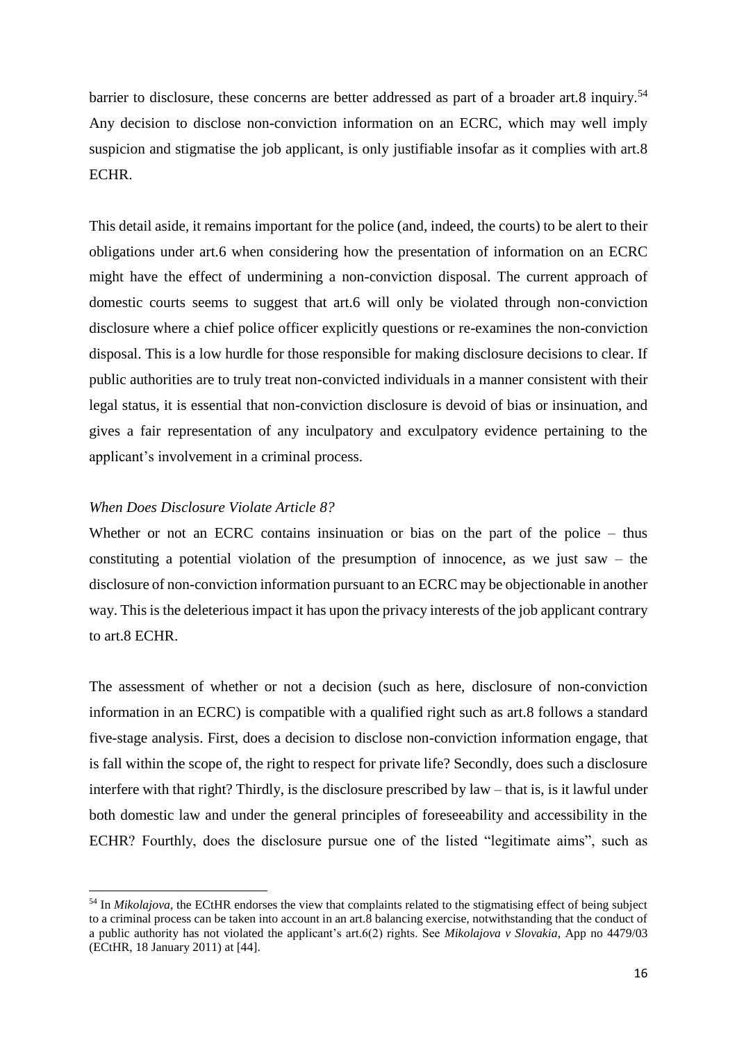barrier to disclosure, these concerns are better addressed as part of a broader art.8 inquiry.[54] Any decision to disclose non-conviction information on an ECRC, which may well imply suspicion and stigmatise the job applicant, is only justifiable insofar as it complies with art.8 ECHR.

This detail aside, it remains important for the police (and, indeed, the courts) to be alert to their obligations under art.6 when considering how the presentation of information on an ECRC might have the effect of undermining a non-conviction disposal. The current approach of domestic courts seems to suggest that art.6 will only be violated through non-conviction disclosure where a chief police officer explicitly questions or re-examines the non-conviction disposal. This is a low hurdle for those responsible for making disclosure decisions to clear. If public authorities are to truly treat non-convicted individuals in a manner consistent with their legal status, it is essential that non-conviction disclosure is devoid of bias or insinuation, and gives a fair representation of any inculpatory and exculpatory evidence pertaining to the applicant's involvement in a criminal process.

### *When Does Disclosure Violate Article 8?*

Whether or not an ECRC contains insinuation or bias on the part of the police – thus constituting a potential violation of the presumption of innocence, as we just saw – the disclosure of non-conviction information pursuant to an ECRC may be objectionable in another way. This is the deleterious impact it has upon the privacy interests of the job applicant contrary to art.8 ECHR.

The assessment of whether or not a decision (such as here, disclosure of non-conviction information in an ECRC) is compatible with a qualified right such as art.8 follows a standard five-stage analysis. First, does a decision to disclose non-conviction information engage, that is fall within the scope of, the right to respect for private life? Secondly, does such a disclosure interfere with that right? Thirdly, is the disclosure prescribed by law – that is, is it lawful under both domestic law and under the general principles of foreseeability and accessibility in the ECHR? Fourthly, does the disclosure pursue one of the listed "legitimate aims", such as

---

[54] In *Mikolajova,* the ECtHR endorses the view that complaints related to the stigmatising effect of being subject to a criminal process can be taken into account in an art.8 balancing exercise, notwithstanding that the conduct of a public authority has not violated the applicant's art.6(2) rights. See *Mikolajova v Slovakia*, App no 4479/03 (ECtHR, 18 January 2011) at [44].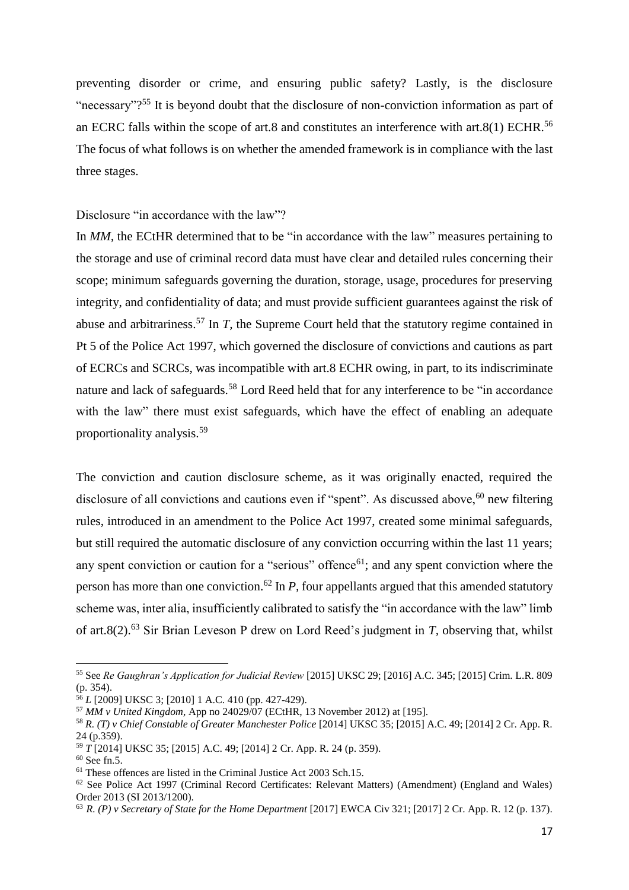preventing disorder or crime, and ensuring public safety? Lastly, is the disclosure "necessary"?[55] It is beyond doubt that the disclosure of non-conviction information as part of an ECRC falls within the scope of art.8 and constitutes an interference with art.8(1) ECHR.[56] The focus of what follows is on whether the amended framework is in compliance with the last three stages.

Disclosure "in accordance with the law"?

In *MM*, the ECtHR determined that to be "in accordance with the law" measures pertaining to the storage and use of criminal record data must have clear and detailed rules concerning their scope; minimum safeguards governing the duration, storage, usage, procedures for preserving integrity, and confidentiality of data; and must provide sufficient guarantees against the risk of abuse and arbitrariness.[57] In *T*, the Supreme Court held that the statutory regime contained in Pt 5 of the Police Act 1997, which governed the disclosure of convictions and cautions as part of ECRCs and SCRCs, was incompatible with art.8 ECHR owing, in part, to its indiscriminate nature and lack of safeguards.[58] Lord Reed held that for any interference to be "in accordance with the law" there must exist safeguards, which have the effect of enabling an adequate proportionality analysis.[59]

The conviction and caution disclosure scheme, as it was originally enacted, required the disclosure of all convictions and cautions even if "spent". As discussed above,[60] new filtering rules, introduced in an amendment to the Police Act 1997, created some minimal safeguards, but still required the automatic disclosure of any conviction occurring within the last 11 years; any spent conviction or caution for a "serious" offence[61]; and any spent conviction where the person has more than one conviction.[62] In *P*, four appellants argued that this amended statutory scheme was, inter alia, insufficiently calibrated to satisfy the "in accordance with the law" limb of art.8(2).[63] Sir Brian Leveson P drew on Lord Reed's judgment in *T*, observing that, whilst

---

[55] See *Re Gaughran's Application for Judicial Review* [2015] UKSC 29; [2016] A.C. 345; [2015] Crim. L.R. 809 (p. 354).

[56] *L* [2009] UKSC 3; [2010] 1 A.C. 410 (pp. 427-429).

[57] *MM v United Kingdom*, App no 24029/07 (ECtHR, 13 November 2012) at [195].

[58] *R. (T) v Chief Constable of Greater Manchester Police* [2014] UKSC 35; [2015] A.C. 49; [2014] 2 Cr. App. R. 24 (p.359).

[59] *T* [2014] UKSC 35; [2015] A.C. 49; [2014] 2 Cr. App. R. 24 (p. 359).

[60] See fn.5.

[61] These offences are listed in the Criminal Justice Act 2003 Sch.15.

[62] See Police Act 1997 (Criminal Record Certificates: Relevant Matters) (Amendment) (England and Wales) Order 2013 (SI 2013/1200).

[63] *R. (P) v Secretary of State for the Home Department* [2017] EWCA Civ 321; [2017] 2 Cr. App. R. 12 (p. 137).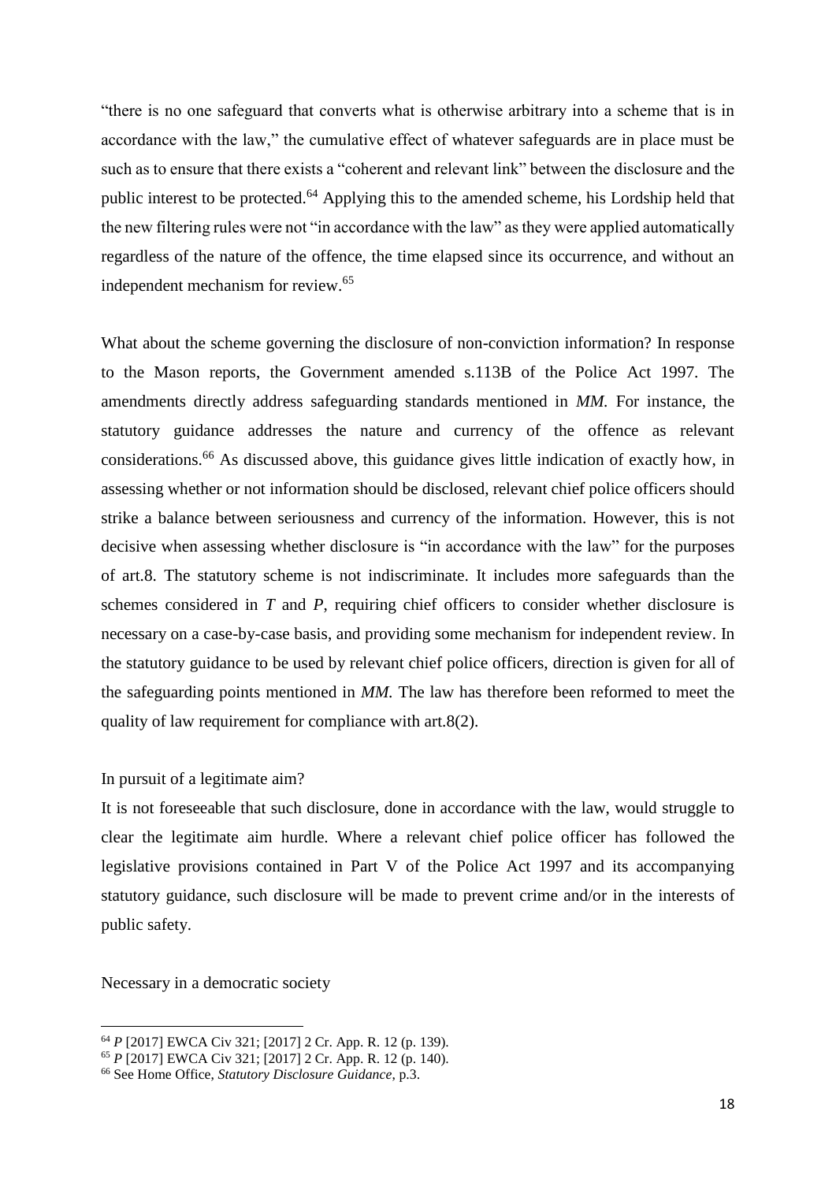"there is no one safeguard that converts what is otherwise arbitrary into a scheme that is in accordance with the law," the cumulative effect of whatever safeguards are in place must be such as to ensure that there exists a "coherent and relevant link" between the disclosure and the public interest to be protected.[64] Applying this to the amended scheme, his Lordship held that the new filtering rules were not "in accordance with the law" as they were applied automatically regardless of the nature of the offence, the time elapsed since its occurrence, and without an independent mechanism for review.[65]

What about the scheme governing the disclosure of non-conviction information? In response to the Mason reports, the Government amended s.113B of the Police Act 1997. The amendments directly address safeguarding standards mentioned in *MM.* For instance, the statutory guidance addresses the nature and currency of the offence as relevant considerations.[66] As discussed above, this guidance gives little indication of exactly how, in assessing whether or not information should be disclosed, relevant chief police officers should strike a balance between seriousness and currency of the information. However, this is not decisive when assessing whether disclosure is "in accordance with the law" for the purposes of art.8. The statutory scheme is not indiscriminate. It includes more safeguards than the schemes considered in *T* and *P*, requiring chief officers to consider whether disclosure is necessary on a case-by-case basis, and providing some mechanism for independent review. In the statutory guidance to be used by relevant chief police officers, direction is given for all of the safeguarding points mentioned in *MM.* The law has therefore been reformed to meet the quality of law requirement for compliance with art.8(2).

In pursuit of a legitimate aim?

It is not foreseeable that such disclosure, done in accordance with the law, would struggle to clear the legitimate aim hurdle. Where a relevant chief police officer has followed the legislative provisions contained in Part V of the Police Act 1997 and its accompanying statutory guidance, such disclosure will be made to prevent crime and/or in the interests of public safety.

Necessary in a democratic society

---

[64] *P* [2017] EWCA Civ 321; [2017] 2 Cr. App. R. 12 (p. 139).

[65] *P* [2017] EWCA Civ 321; [2017] 2 Cr. App. R. 12 (p. 140).

[66] See Home Office, *Statutory Disclosure Guidance*, p.3.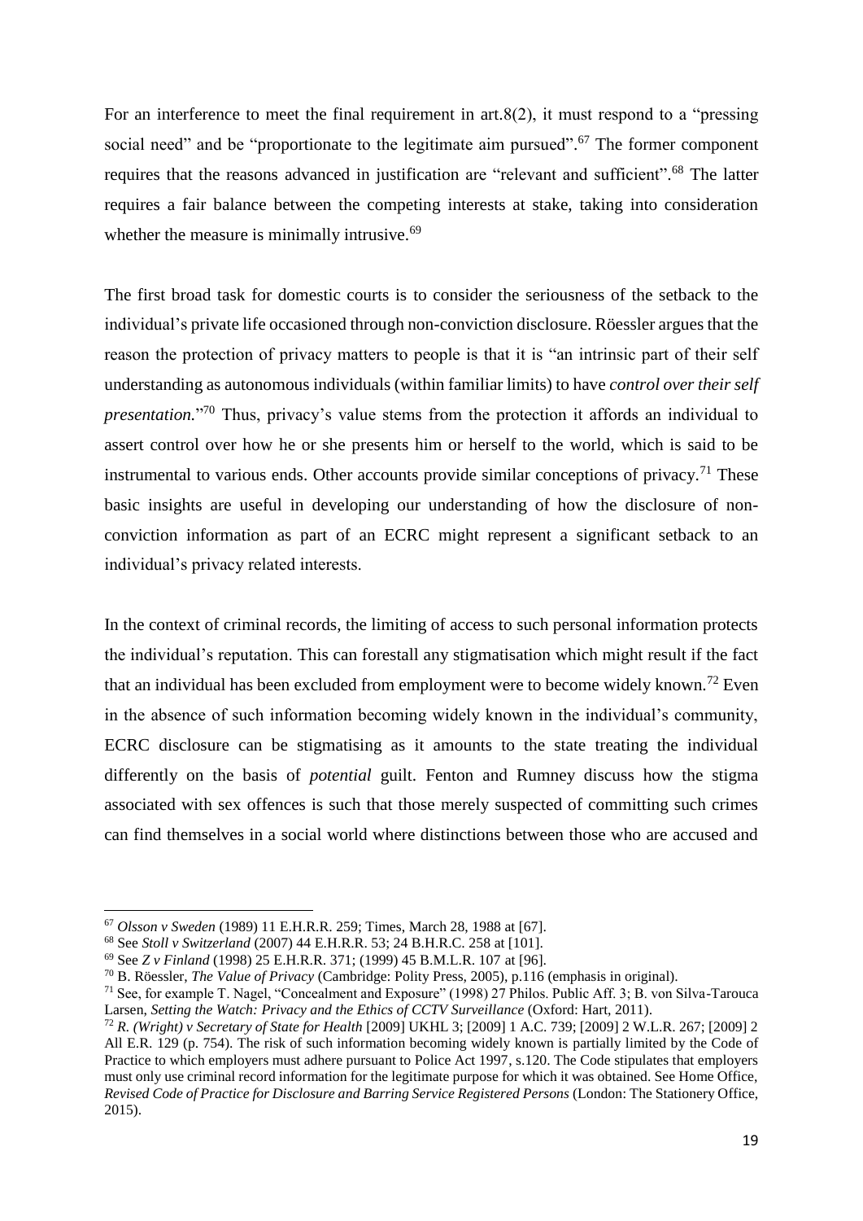For an interference to meet the final requirement in art.8(2), it must respond to a "pressing social need" and be "proportionate to the legitimate aim pursued".[67] The former component requires that the reasons advanced in justification are "relevant and sufficient".[68] The latter requires a fair balance between the competing interests at stake, taking into consideration whether the measure is minimally intrusive.[69]

The first broad task for domestic courts is to consider the seriousness of the setback to the individual's private life occasioned through non-conviction disclosure. Röessler argues that the reason the protection of privacy matters to people is that it is "an intrinsic part of their self understanding as autonomous individuals (within familiar limits) to have *control over their self presentation.*"[70] Thus, privacy's value stems from the protection it affords an individual to assert control over how he or she presents him or herself to the world, which is said to be instrumental to various ends. Other accounts provide similar conceptions of privacy.[71] These basic insights are useful in developing our understanding of how the disclosure of non-conviction information as part of an ECRC might represent a significant setback to an individual's privacy related interests.

In the context of criminal records, the limiting of access to such personal information protects the individual's reputation. This can forestall any stigmatisation which might result if the fact that an individual has been excluded from employment were to become widely known.[72] Even in the absence of such information becoming widely known in the individual's community, ECRC disclosure can be stigmatising as it amounts to the state treating the individual differently on the basis of *potential* guilt. Fenton and Rumney discuss how the stigma associated with sex offences is such that those merely suspected of committing such crimes can find themselves in a social world where distinctions between those who are accused and

---

[67] *Olsson v Sweden* (1989) 11 E.H.R.R. 259; Times, March 28, 1988 at [67].

[68] See *Stoll v Switzerland* (2007) 44 E.H.R.R. 53; 24 B.H.R.C. 258 at [101].

[69] See *Z v Finland* (1998) 25 E.H.R.R. 371; (1999) 45 B.M.L.R. 107 at [96].

[70] B. Röessler, *The Value of Privacy* (Cambridge: Polity Press, 2005), p.116 (emphasis in original).

[71] See, for example T. Nagel, "Concealment and Exposure" (1998) 27 Philos. Public Aff. 3; B. von Silva-Tarouca Larsen, *Setting the Watch: Privacy and the Ethics of CCTV Surveillance* (Oxford: Hart, 2011).

[72] *R. (Wright) v Secretary of State for Health* [2009] UKHL 3; [2009] 1 A.C. 739; [2009] 2 W.L.R. 267; [2009] 2 All E.R. 129 (p. 754). The risk of such information becoming widely known is partially limited by the Code of Practice to which employers must adhere pursuant to Police Act 1997, s.120. The Code stipulates that employers must only use criminal record information for the legitimate purpose for which it was obtained. See Home Office, *Revised Code of Practice for Disclosure and Barring Service Registered Persons* (London: The Stationery Office, 2015).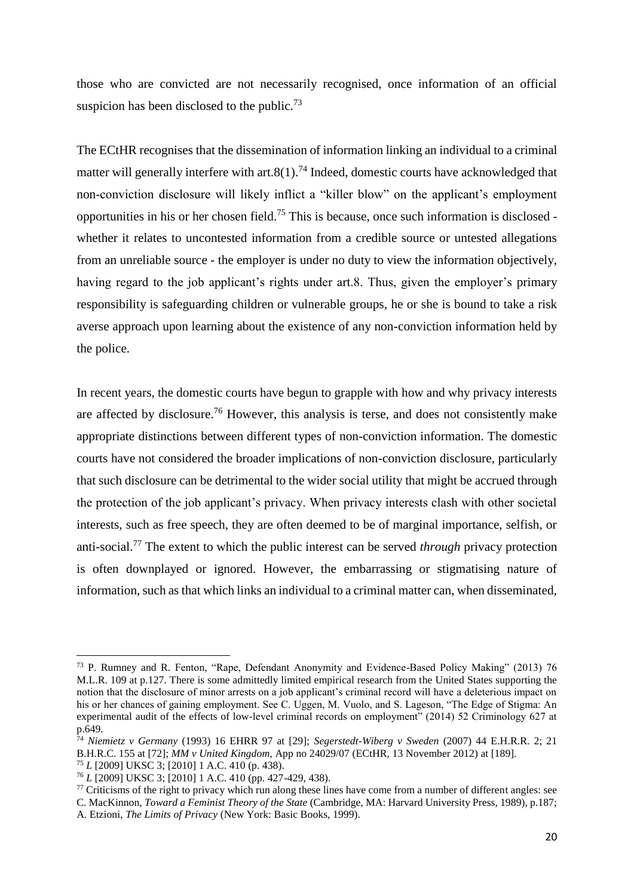those who are convicted are not necessarily recognised, once information of an official suspicion has been disclosed to the public.[73]

The ECtHR recognises that the dissemination of information linking an individual to a criminal matter will generally interfere with art.8(1).[74] Indeed, domestic courts have acknowledged that non-conviction disclosure will likely inflict a "killer blow" on the applicant's employment opportunities in his or her chosen field.[75] This is because, once such information is disclosed - whether it relates to uncontested information from a credible source or untested allegations from an unreliable source - the employer is under no duty to view the information objectively, having regard to the job applicant's rights under art.8. Thus, given the employer's primary responsibility is safeguarding children or vulnerable groups, he or she is bound to take a risk averse approach upon learning about the existence of any non-conviction information held by the police.

In recent years, the domestic courts have begun to grapple with how and why privacy interests are affected by disclosure.[76] However, this analysis is terse, and does not consistently make appropriate distinctions between different types of non-conviction information. The domestic courts have not considered the broader implications of non-conviction disclosure, particularly that such disclosure can be detrimental to the wider social utility that might be accrued through the protection of the job applicant's privacy. When privacy interests clash with other societal interests, such as free speech, they are often deemed to be of marginal importance, selfish, or anti-social.[77] The extent to which the public interest can be served *through* privacy protection is often downplayed or ignored. However, the embarrassing or stigmatising nature of information, such as that which links an individual to a criminal matter can, when disseminated,

---

[73] P. Rumney and R. Fenton, "Rape, Defendant Anonymity and Evidence-Based Policy Making" (2013) 76 M.L.R. 109 at p.127. There is some admittedly limited empirical research from the United States supporting the notion that the disclosure of minor arrests on a job applicant's criminal record will have a deleterious impact on his or her chances of gaining employment. See C. Uggen, M. Vuolo, and S. Lageson, "The Edge of Stigma: An experimental audit of the effects of low-level criminal records on employment" (2014) 52 Criminology 627 at p.649.

[74] *Niemietz v Germany* (1993) 16 EHRR 97 at [29]; *Segerstedt-Wiberg v Sweden* (2007) 44 E.H.R.R. 2; 21 B.H.R.C. 155 at [72]; *MM v United Kingdom,* App no 24029/07 (ECtHR, 13 November 2012) at [189].

[75] *L* [2009] UKSC 3; [2010] 1 A.C. 410 (p. 438).

[76] *L* [2009] UKSC 3; [2010] 1 A.C. 410 (pp. 427-429, 438).

[77] Criticisms of the right to privacy which run along these lines have come from a number of different angles: see C. MacKinnon, *Toward a Feminist Theory of the State* (Cambridge, MA: Harvard University Press, 1989), p.187; A. Etzioni, *The Limits of Privacy* (New York: Basic Books, 1999).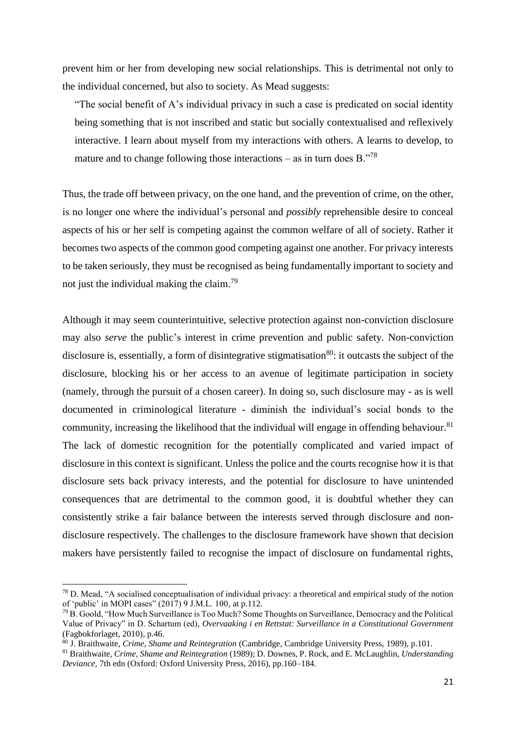prevent him or her from developing new social relationships. This is detrimental not only to the individual concerned, but also to society. As Mead suggests:

> "The social benefit of A's individual privacy in such a case is predicated on social identity being something that is not inscribed and static but socially contextualised and reflexively interactive. I learn about myself from my interactions with others. A learns to develop, to mature and to change following those interactions – as in turn does B."[78]

Thus, the trade off between privacy, on the one hand, and the prevention of crime, on the other, is no longer one where the individual's personal and *possibly* reprehensible desire to conceal aspects of his or her self is competing against the common welfare of all of society. Rather it becomes two aspects of the common good competing against one another. For privacy interests to be taken seriously, they must be recognised as being fundamentally important to society and not just the individual making the claim.[79]

Although it may seem counterintuitive, selective protection against non-conviction disclosure may also *serve* the public's interest in crime prevention and public safety. Non-conviction disclosure is, essentially, a form of disintegrative stigmatisation[80]: it outcasts the subject of the disclosure, blocking his or her access to an avenue of legitimate participation in society (namely, through the pursuit of a chosen career). In doing so, such disclosure may - as is well documented in criminological literature - diminish the individual's social bonds to the community, increasing the likelihood that the individual will engage in offending behaviour.[81] The lack of domestic recognition for the potentially complicated and varied impact of disclosure in this context is significant. Unless the police and the courts recognise how it is that disclosure sets back privacy interests, and the potential for disclosure to have unintended consequences that are detrimental to the common good, it is doubtful whether they can consistently strike a fair balance between the interests served through disclosure and non-disclosure respectively. The challenges to the disclosure framework have shown that decision makers have persistently failed to recognise the impact of disclosure on fundamental rights,

---

[78] D. Mead, "A socialised conceptualisation of individual privacy: a theoretical and empirical study of the notion of 'public' in MOPI cases" (2017) 9 J.M.L. 100, at p.112.

[79] B. Goold, "How Much Surveillance is Too Much? Some Thoughts on Surveillance, Democracy and the Political Value of Privacy" in D. Schartum (ed), *Overvaaking i en Rettstat: Surveillance in a Constitutional Government* (Fagbokforlaget, 2010), p.46.

[80] J. Braithwaite, *Crime, Shame and Reintegration* (Cambridge, Cambridge University Press, 1989), p.101.

[81] Braithwaite, *Crime, Shame and Reintegration* (1989); D. Downes, P. Rock, and E. McLaughlin, *Understanding Deviance,* 7th edn (Oxford: Oxford University Press, 2016), pp.160–184.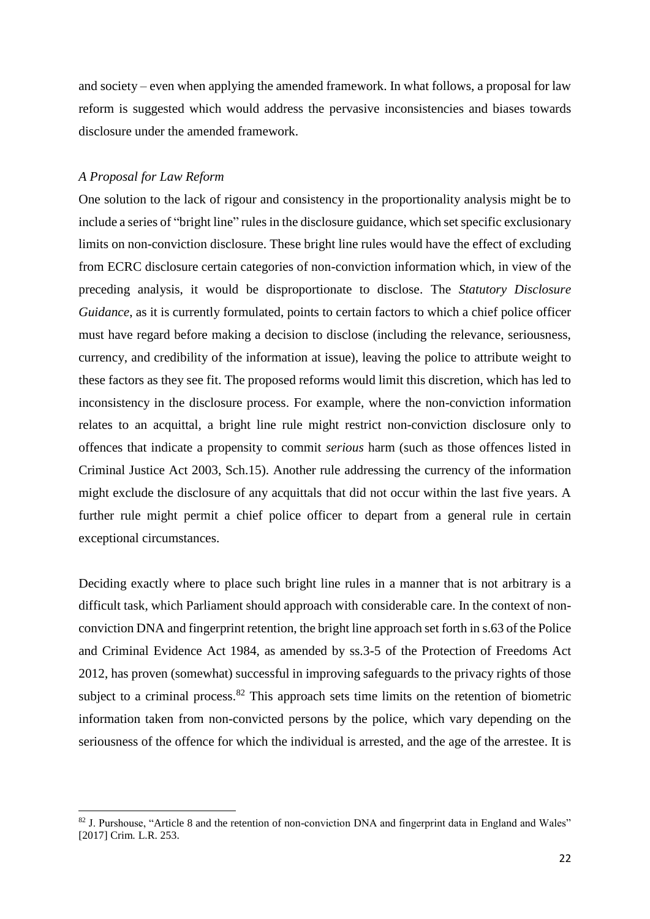and society – even when applying the amended framework. In what follows, a proposal for law reform is suggested which would address the pervasive inconsistencies and biases towards disclosure under the amended framework.

### *A Proposal for Law Reform*

One solution to the lack of rigour and consistency in the proportionality analysis might be to include a series of "bright line" rules in the disclosure guidance, which set specific exclusionary limits on non-conviction disclosure. These bright line rules would have the effect of excluding from ECRC disclosure certain categories of non-conviction information which, in view of the preceding analysis, it would be disproportionate to disclose. The *Statutory Disclosure Guidance*, as it is currently formulated, points to certain factors to which a chief police officer must have regard before making a decision to disclose (including the relevance, seriousness, currency, and credibility of the information at issue), leaving the police to attribute weight to these factors as they see fit. The proposed reforms would limit this discretion, which has led to inconsistency in the disclosure process. For example, where the non-conviction information relates to an acquittal, a bright line rule might restrict non-conviction disclosure only to offences that indicate a propensity to commit *serious* harm (such as those offences listed in Criminal Justice Act 2003, Sch.15). Another rule addressing the currency of the information might exclude the disclosure of any acquittals that did not occur within the last five years. A further rule might permit a chief police officer to depart from a general rule in certain exceptional circumstances.

Deciding exactly where to place such bright line rules in a manner that is not arbitrary is a difficult task, which Parliament should approach with considerable care. In the context of non-conviction DNA and fingerprint retention, the bright line approach set forth in s.63 of the Police and Criminal Evidence Act 1984, as amended by ss.3-5 of the Protection of Freedoms Act 2012, has proven (somewhat) successful in improving safeguards to the privacy rights of those subject to a criminal process.[82] This approach sets time limits on the retention of biometric information taken from non-convicted persons by the police, which vary depending on the seriousness of the offence for which the individual is arrested, and the age of the arrestee. It is

---

[82] J. Purshouse, "Article 8 and the retention of non-conviction DNA and fingerprint data in England and Wales" [2017] Crim. L.R. 253.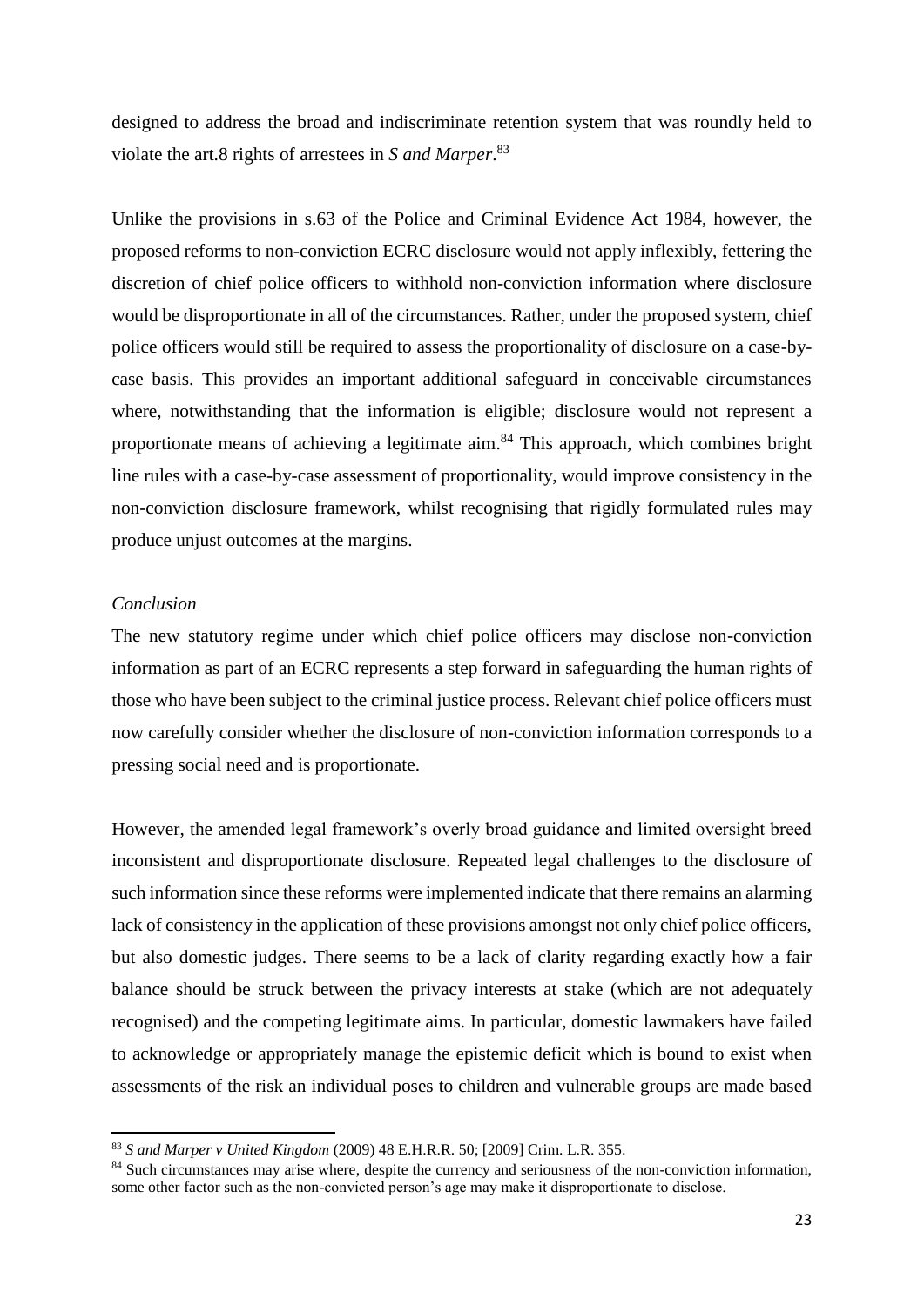designed to address the broad and indiscriminate retention system that was roundly held to violate the art.8 rights of arrestees in *S and Marper*.[83]

Unlike the provisions in s.63 of the Police and Criminal Evidence Act 1984, however, the proposed reforms to non-conviction ECRC disclosure would not apply inflexibly, fettering the discretion of chief police officers to withhold non-conviction information where disclosure would be disproportionate in all of the circumstances. Rather, under the proposed system, chief police officers would still be required to assess the proportionality of disclosure on a case-by-case basis. This provides an important additional safeguard in conceivable circumstances where, notwithstanding that the information is eligible; disclosure would not represent a proportionate means of achieving a legitimate aim.[84] This approach, which combines bright line rules with a case-by-case assessment of proportionality, would improve consistency in the non-conviction disclosure framework, whilst recognising that rigidly formulated rules may produce unjust outcomes at the margins.

*Conclusion*

The new statutory regime under which chief police officers may disclose non-conviction information as part of an ECRC represents a step forward in safeguarding the human rights of those who have been subject to the criminal justice process. Relevant chief police officers must now carefully consider whether the disclosure of non-conviction information corresponds to a pressing social need and is proportionate.

However, the amended legal framework's overly broad guidance and limited oversight breed inconsistent and disproportionate disclosure. Repeated legal challenges to the disclosure of such information since these reforms were implemented indicate that there remains an alarming lack of consistency in the application of these provisions amongst not only chief police officers, but also domestic judges. There seems to be a lack of clarity regarding exactly how a fair balance should be struck between the privacy interests at stake (which are not adequately recognised) and the competing legitimate aims. In particular, domestic lawmakers have failed to acknowledge or appropriately manage the epistemic deficit which is bound to exist when assessments of the risk an individual poses to children and vulnerable groups are made based

---

[83] *S and Marper v United Kingdom* (2009) 48 E.H.R.R. 50; [2009] Crim. L.R. 355.

[84] Such circumstances may arise where, despite the currency and seriousness of the non-conviction information, some other factor such as the non-convicted person's age may make it disproportionate to disclose.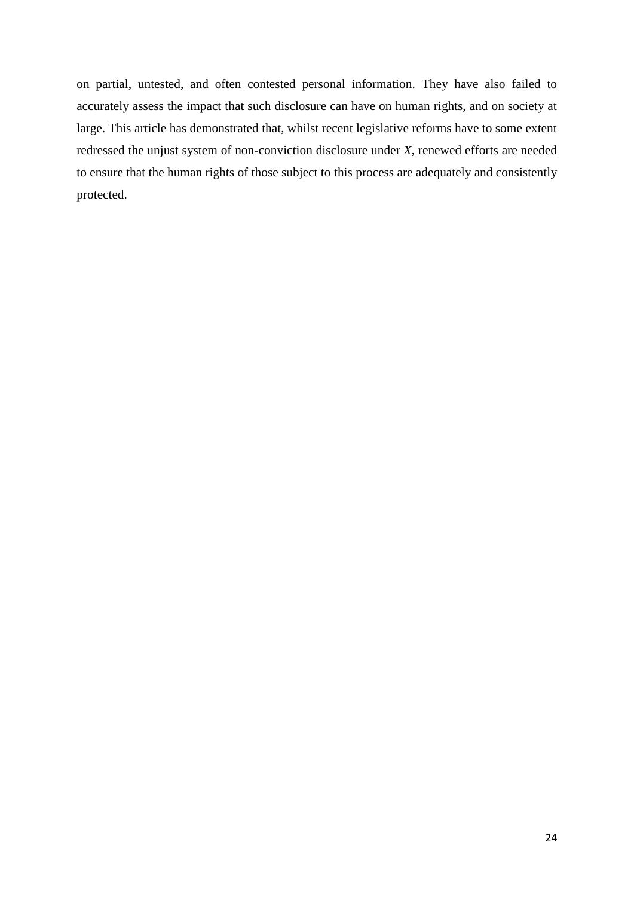on partial, untested, and often contested personal information. They have also failed to accurately assess the impact that such disclosure can have on human rights, and on society at large. This article has demonstrated that, whilst recent legislative reforms have to some extent redressed the unjust system of non-conviction disclosure under *X*, renewed efforts are needed to ensure that the human rights of those subject to this process are adequately and consistently protected.